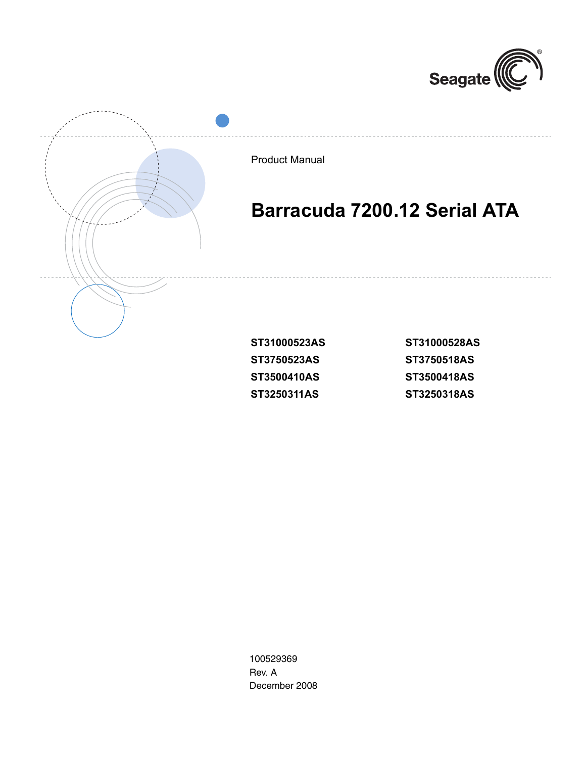Seagate

Product Manual

# Barracuda 7200.12 Serial ATA

**ST31000523AS**
**ST3750523AS**
**ST3500410AS**
**ST3250311AS**
**ST31000528AS**
**ST3750518AS**
**ST3500418AS**
**ST3250318AS**

100529369
Rev. A
December 2008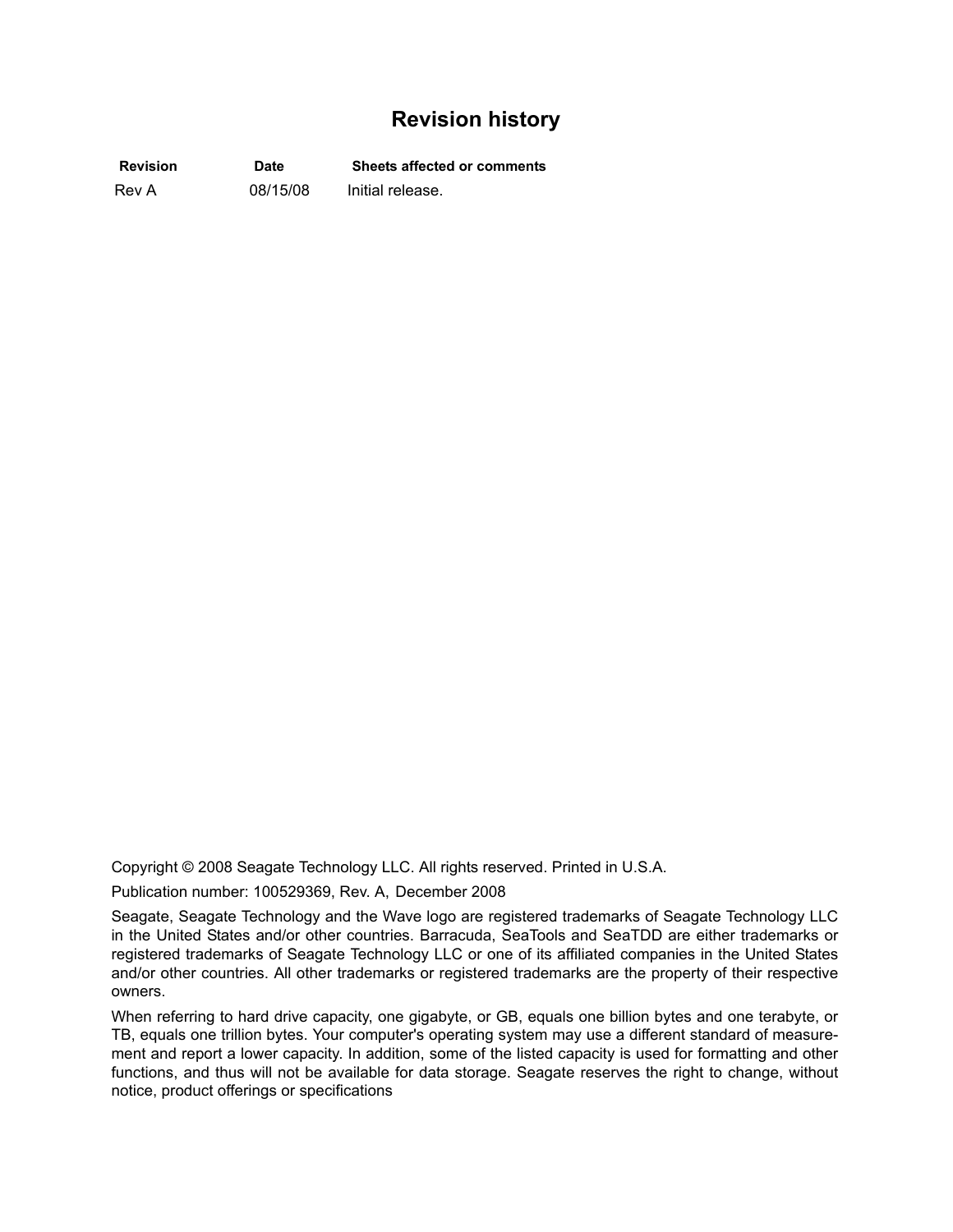# Revision history

| Revision | Date | Sheets affected or comments |
|---|---|---|
| Rev A | 08/15/08 | Initial release. |

Copyright © 2008 Seagate Technology LLC. All rights reserved. Printed in U.S.A.

Publication number: 100529369, Rev. A, December 2008

Seagate, Seagate Technology and the Wave logo are registered trademarks of Seagate Technology LLC in the United States and/or other countries. Barracuda, SeaTools and SeaTDD are either trademarks or registered trademarks of Seagate Technology LLC or one of its affiliated companies in the United States and/or other countries. All other trademarks or registered trademarks are the property of their respective owners.

When referring to hard drive capacity, one gigabyte, or GB, equals one billion bytes and one terabyte, or TB, equals one trillion bytes. Your computer's operating system may use a different standard of measurement and report a lower capacity. In addition, some of the listed capacity is used for formatting and other functions, and thus will not be available for data storage. Seagate reserves the right to change, without notice, product offerings or specifications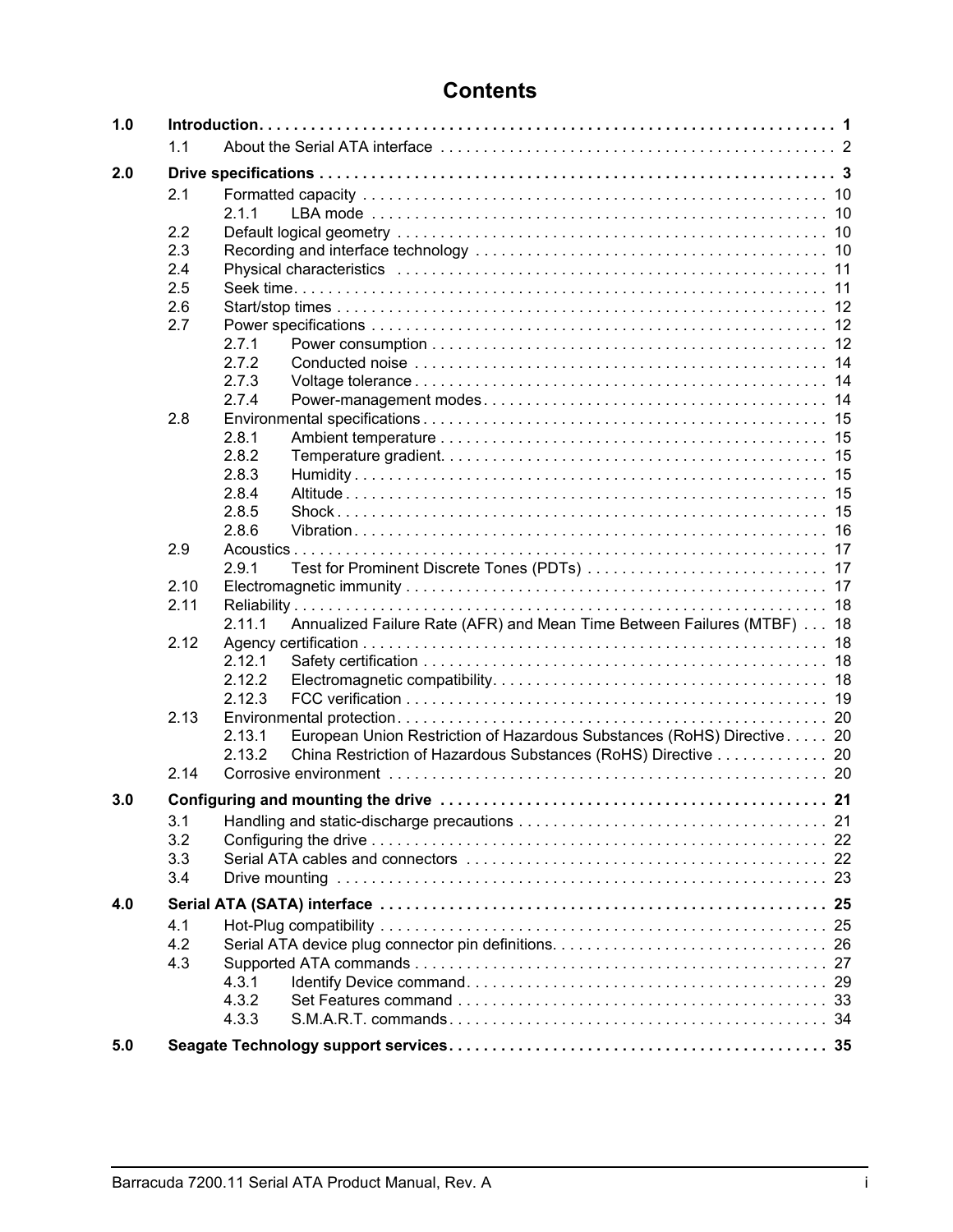# Contents

| | | | |
|---|---|---|---|
| **1.0** | **Introduction** | | **1** |
| | 1.1 | About the Serial ATA interface | 2 |
| **2.0** | **Drive specifications** | | **3** |
| | 2.1 | Formatted capacity | 10 |
| | 2.1.1 | LBA mode | 10 |
| | 2.2 | Default logical geometry | 10 |
| | 2.3 | Recording and interface technology | 10 |
| | 2.4 | Physical characteristics | 11 |
| | 2.5 | Seek time | 11 |
| | 2.6 | Start/stop times | 12 |
| | 2.7 | Power specifications | 12 |
| | 2.7.1 | Power consumption | 12 |
| | 2.7.2 | Conducted noise | 14 |
| | 2.7.3 | Voltage tolerance | 14 |
| | 2.7.4 | Power-management modes | 14 |
| | 2.8 | Environmental specifications | 15 |
| | 2.8.1 | Ambient temperature | 15 |
| | 2.8.2 | Temperature gradient | 15 |
| | 2.8.3 | Humidity | 15 |
| | 2.8.4 | Altitude | 15 |
| | 2.8.5 | Shock | 15 |
| | 2.8.6 | Vibration | 16 |
| | 2.9 | Acoustics | 17 |
| | 2.9.1 | Test for Prominent Discrete Tones (PDTs) | 17 |
| | 2.10 | Electromagnetic immunity | 17 |
| | 2.11 | Reliability | 18 |
| | 2.11.1 | Annualized Failure Rate (AFR) and Mean Time Between Failures (MTBF) | 18 |
| | 2.12 | Agency certification | 18 |
| | 2.12.1 | Safety certification | 18 |
| | 2.12.2 | Electromagnetic compatibility | 18 |
| | 2.12.3 | FCC verification | 19 |
| | 2.13 | Environmental protection | 20 |
| | 2.13.1 | European Union Restriction of Hazardous Substances (RoHS) Directive | 20 |
| | 2.13.2 | China Restriction of Hazardous Substances (RoHS) Directive | 20 |
| | 2.14 | Corrosive environment | 20 |
| **3.0** | **Configuring and mounting the drive** | | **21** |
| | 3.1 | Handling and static-discharge precautions | 21 |
| | 3.2 | Configuring the drive | 22 |
| | 3.3 | Serial ATA cables and connectors | 22 |
| | 3.4 | Drive mounting | 23 |
| **4.0** | **Serial ATA (SATA) interface** | | **25** |
| | 4.1 | Hot-Plug compatibility | 25 |
| | 4.2 | Serial ATA device plug connector pin definitions | 26 |
| | 4.3 | Supported ATA commands | 27 |
| | 4.3.1 | Identify Device command | 29 |
| | 4.3.2 | Set Features command | 33 |
| | 4.3.3 | S.M.A.R.T. commands | 34 |
| **5.0** | **Seagate Technology support services** | | **35** |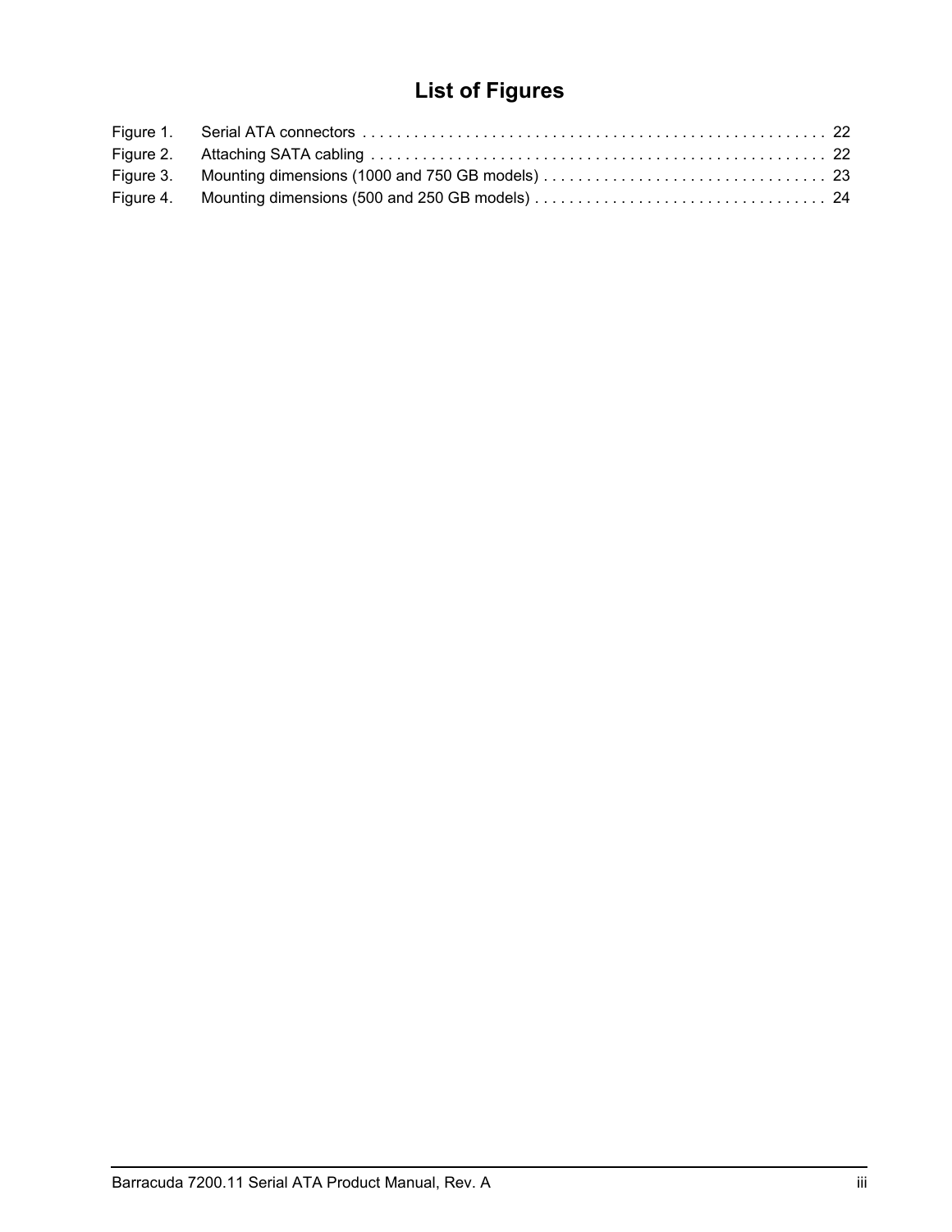# List of Figures

Figure 1. Serial ATA connectors . . . . . . . . . . . . . . . . . . . . . . . . . . . . . . . . . . . . . . . . . . . . . . . . . . . . . . 22
Figure 2. Attaching SATA cabling . . . . . . . . . . . . . . . . . . . . . . . . . . . . . . . . . . . . . . . . . . . . . . . . . . . . . 22
Figure 3. Mounting dimensions (1000 and 750 GB models) . . . . . . . . . . . . . . . . . . . . . . . . . . . . . . . . . 23
Figure 4. Mounting dimensions (500 and 250 GB models) . . . . . . . . . . . . . . . . . . . . . . . . . . . . . . . . . . 24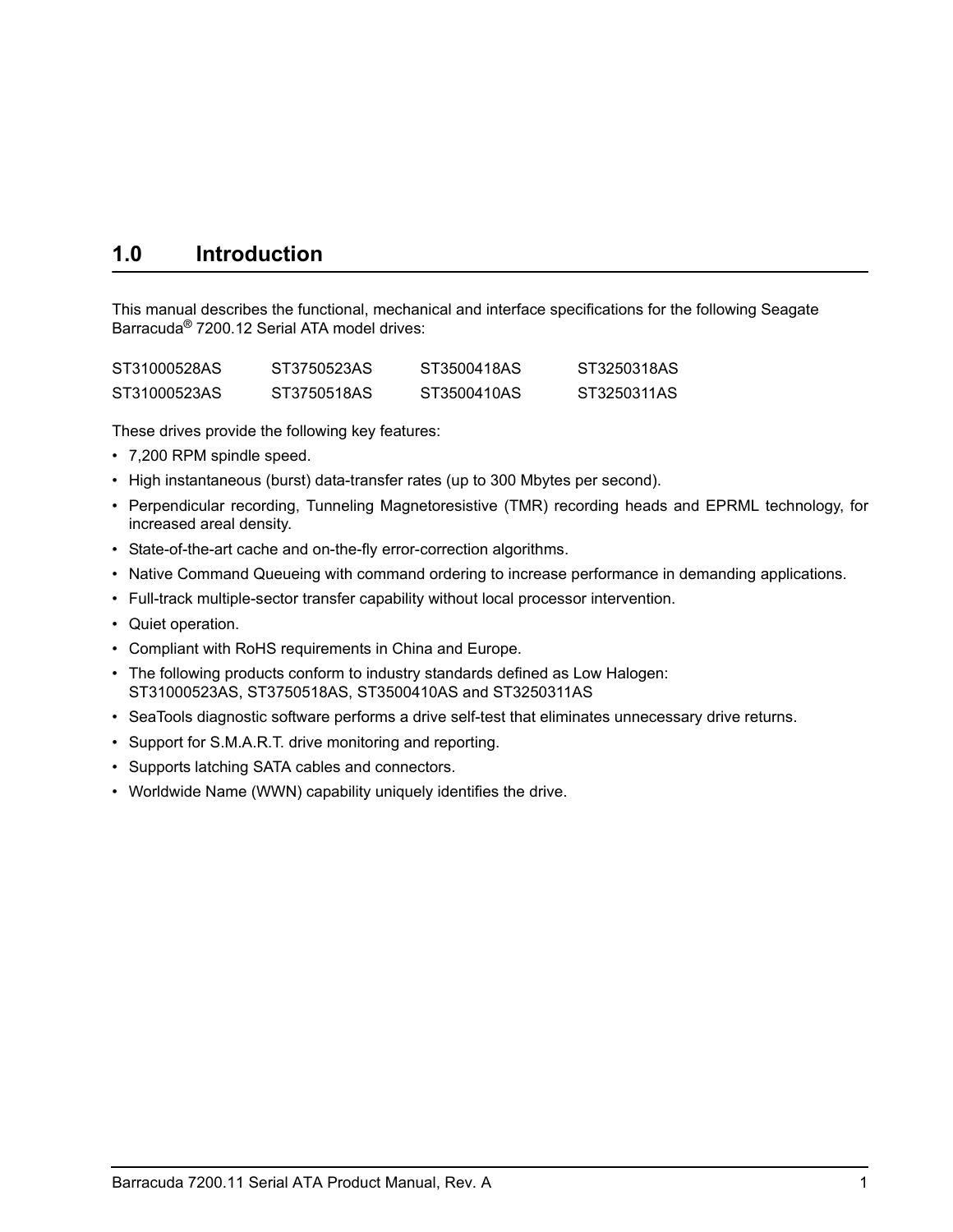# 1.0 Introduction

This manual describes the functional, mechanical and interface specifications for the following Seagate Barracuda® 7200.12 Serial ATA model drives:

| | | | |
|---|---|---|---|
| ST31000528AS | ST3750523AS | ST3500418AS | ST3250318AS |
| ST31000523AS | ST3750518AS | ST3500410AS | ST3250311AS |

These drives provide the following key features:

- 7,200 RPM spindle speed.
- High instantaneous (burst) data-transfer rates (up to 300 Mbytes per second).
- Perpendicular recording, Tunneling Magnetoresistive (TMR) recording heads and EPRML technology, for increased areal density.
- State-of-the-art cache and on-the-fly error-correction algorithms.
- Native Command Queueing with command ordering to increase performance in demanding applications.
- Full-track multiple-sector transfer capability without local processor intervention.
- Quiet operation.
- Compliant with RoHS requirements in China and Europe.
- The following products conform to industry standards defined as Low Halogen: ST31000523AS, ST3750518AS, ST3500410AS and ST3250311AS
- SeaTools diagnostic software performs a drive self-test that eliminates unnecessary drive returns.
- Support for S.M.A.R.T. drive monitoring and reporting.
- Supports latching SATA cables and connectors.
- Worldwide Name (WWN) capability uniquely identifies the drive.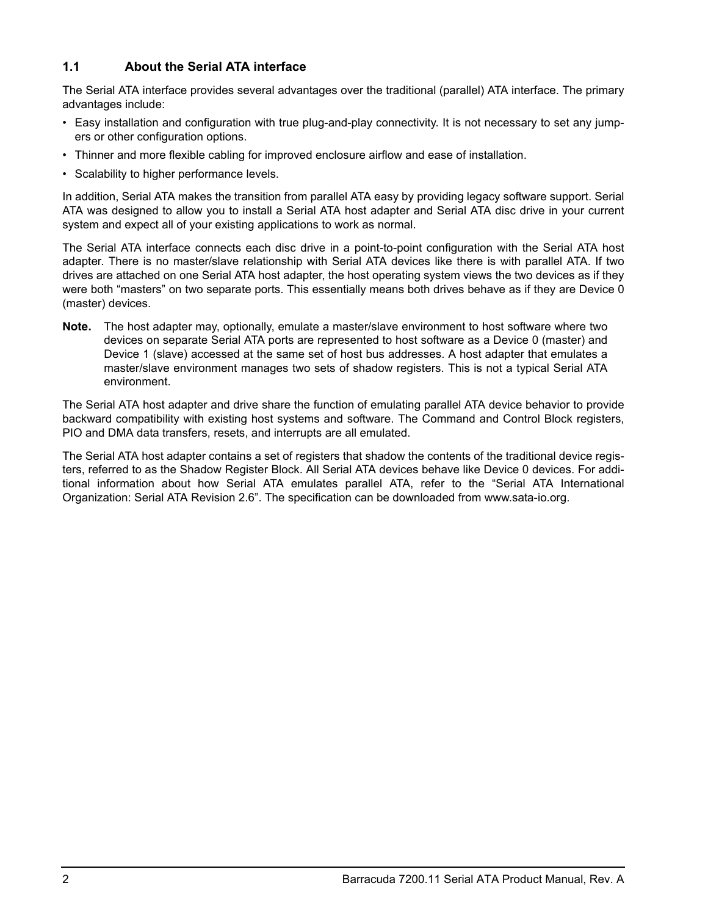## 1.1 About the Serial ATA interface

The Serial ATA interface provides several advantages over the traditional (parallel) ATA interface. The primary advantages include:

- Easy installation and configuration with true plug-and-play connectivity. It is not necessary to set any jumpers or other configuration options.
- Thinner and more flexible cabling for improved enclosure airflow and ease of installation.
- Scalability to higher performance levels.

In addition, Serial ATA makes the transition from parallel ATA easy by providing legacy software support. Serial ATA was designed to allow you to install a Serial ATA host adapter and Serial ATA disc drive in your current system and expect all of your existing applications to work as normal.

The Serial ATA interface connects each disc drive in a point-to-point configuration with the Serial ATA host adapter. There is no master/slave relationship with Serial ATA devices like there is with parallel ATA. If two drives are attached on one Serial ATA host adapter, the host operating system views the two devices as if they were both “masters” on two separate ports. This essentially means both drives behave as if they are Device 0 (master) devices.

**Note.** The host adapter may, optionally, emulate a master/slave environment to host software where two devices on separate Serial ATA ports are represented to host software as a Device 0 (master) and Device 1 (slave) accessed at the same set of host bus addresses. A host adapter that emulates a master/slave environment manages two sets of shadow registers. This is not a typical Serial ATA environment.

The Serial ATA host adapter and drive share the function of emulating parallel ATA device behavior to provide backward compatibility with existing host systems and software. The Command and Control Block registers, PIO and DMA data transfers, resets, and interrupts are all emulated.

The Serial ATA host adapter contains a set of registers that shadow the contents of the traditional device registers, referred to as the Shadow Register Block. All Serial ATA devices behave like Device 0 devices. For additional information about how Serial ATA emulates parallel ATA, refer to the “Serial ATA International Organization: Serial ATA Revision 2.6”. The specification can be downloaded from www.sata-io.org.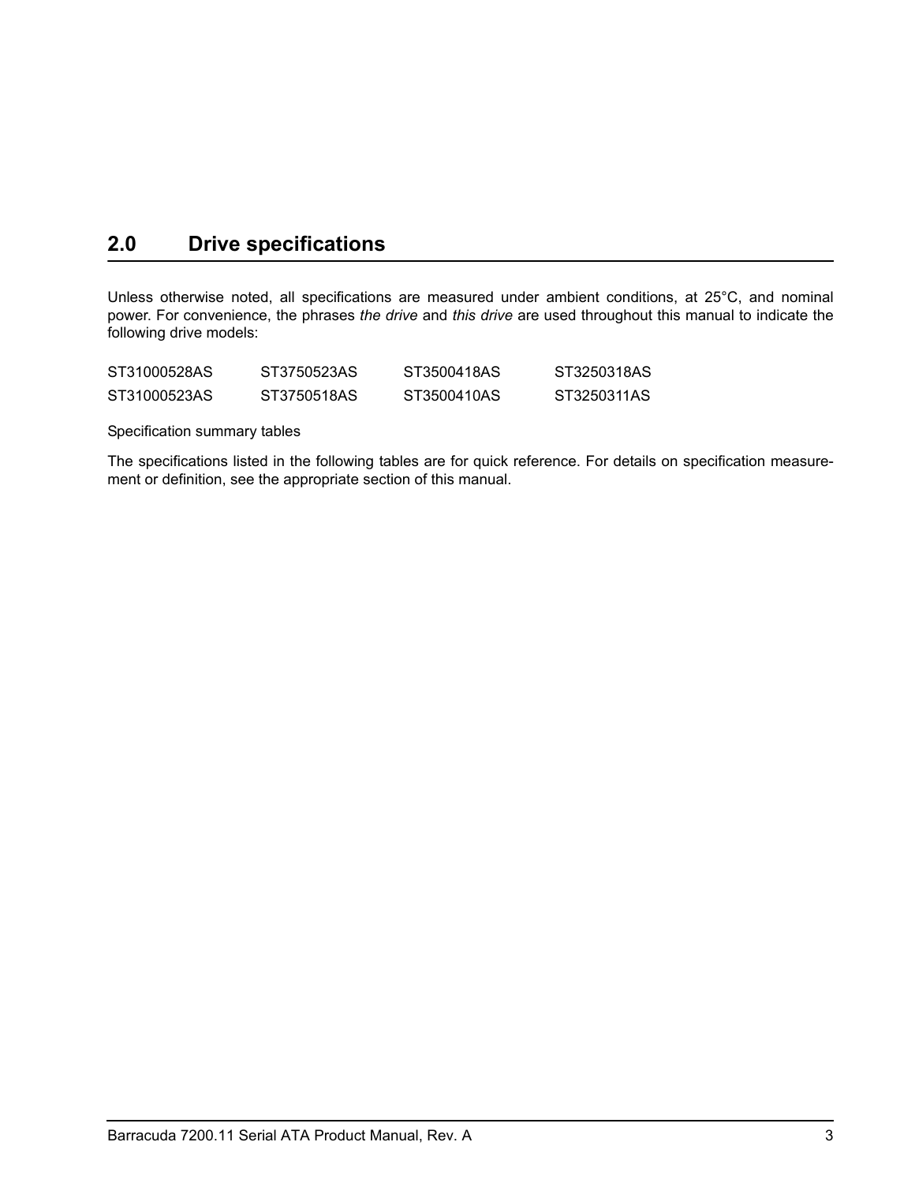## 2.0 Drive specifications

Unless otherwise noted, all specifications are measured under ambient conditions, at 25°C, and nominal power. For convenience, the phrases *the drive* and *this drive* are used throughout this manual to indicate the following drive models:

| | | | |
|---|---|---|---|
| ST31000528AS | ST3750523AS | ST3500418AS | ST3250318AS |
| ST31000523AS | ST3750518AS | ST3500410AS | ST3250311AS |

Specification summary tables

The specifications listed in the following tables are for quick reference. For details on specification measurement or definition, see the appropriate section of this manual.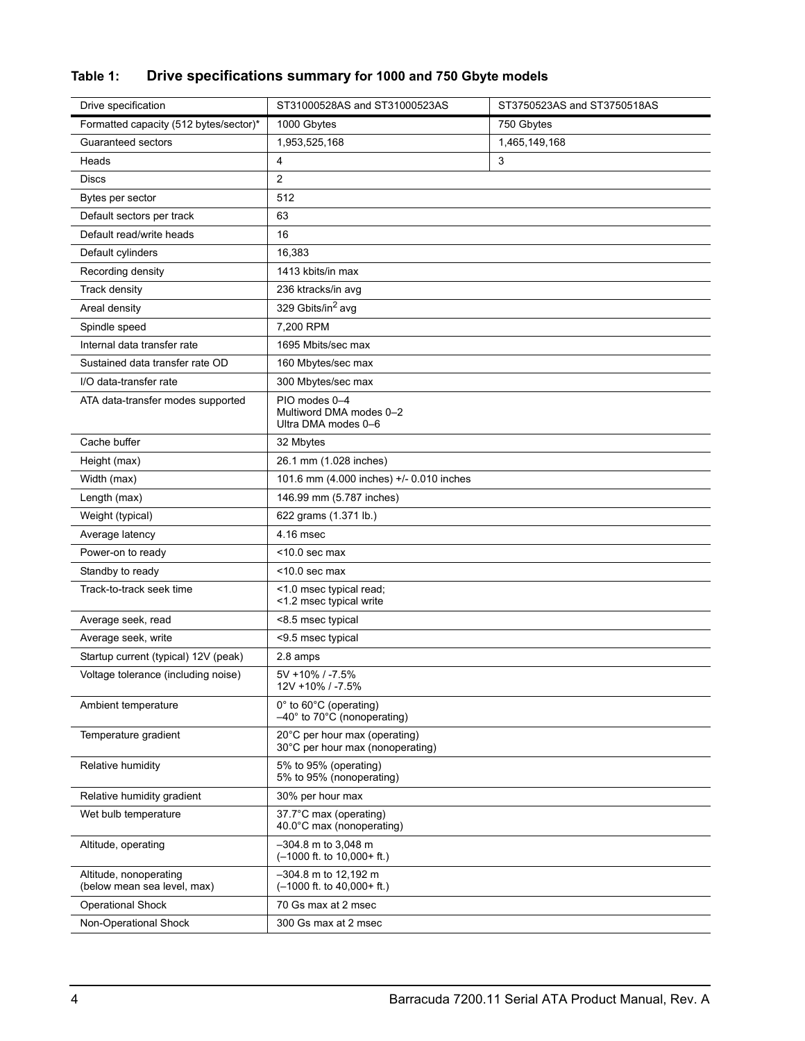**Table 1: Drive specifications summary for 1000 and 750 Gbyte models**

| Drive specification | ST31000528AS and ST31000523AS | ST3750523AS and ST3750518AS |
|---|---|---|
| Formatted capacity (512 bytes/sector)* | 1000 Gbytes | 750 Gbytes |
| Guaranteed sectors | 1,953,525,168 | 1,465,149,168 |
| Heads | 4 | 3 |
| Discs | 2 | |
| Bytes per sector | 512 | |
| Default sectors per track | 63 | |
| Default read/write heads | 16 | |
| Default cylinders | 16,383 | |
| Recording density | 1413 kbits/in max | |
| Track density | 236 ktracks/in avg | |
| Areal density | 329 Gbits/in$^2$ avg | |
| Spindle speed | 7,200 RPM | |
| Internal data transfer rate | 1695 Mbits/sec max | |
| Sustained data transfer rate OD | 160 Mbytes/sec max | |
| I/O data-transfer rate | 300 Mbytes/sec max | |
| ATA data-transfer modes supported | PIO modes 0–4<br>Multiword DMA modes 0–2<br>Ultra DMA modes 0–6 | |
| Cache buffer | 32 Mbytes | |
| Height (max) | 26.1 mm (1.028 inches) | |
| Width (max) | 101.6 mm (4.000 inches) +/- 0.010 inches | |
| Length (max) | 146.99 mm (5.787 inches) | |
| Weight (typical) | 622 grams (1.371 lb.) | |
| Average latency | 4.16 msec | |
| Power-on to ready | <10.0 sec max | |
| Standby to ready | <10.0 sec max | |
| Track-to-track seek time | <1.0 msec typical read;<br><1.2 msec typical write | |
| Average seek, read | <8.5 msec typical | |
| Average seek, write | <9.5 msec typical | |
| Startup current (typical) 12V (peak) | 2.8 amps | |
| Voltage tolerance (including noise) | 5V +10% / -7.5%<br>12V +10% / -7.5% | |
| Ambient temperature | 0° to 60°C (operating)<br>–40° to 70°C (nonoperating) | |
| Temperature gradient | 20°C per hour max (operating)<br>30°C per hour max (nonoperating) | |
| Relative humidity | 5% to 95% (operating)<br>5% to 95% (nonoperating) | |
| Relative humidity gradient | 30% per hour max | |
| Wet bulb temperature | 37.7°C max (operating)<br>40.0°C max (nonoperating) | |
| Altitude, operating | –304.8 m to 3,048 m<br>(–1000 ft. to 10,000+ ft.) | |
| Altitude, nonoperating<br>(below mean sea level, max) | –304.8 m to 12,192 m<br>(–1000 ft. to 40,000+ ft.) | |
| Operational Shock | 70 Gs max at 2 msec | |
| Non-Operational Shock | 300 Gs max at 2 msec | |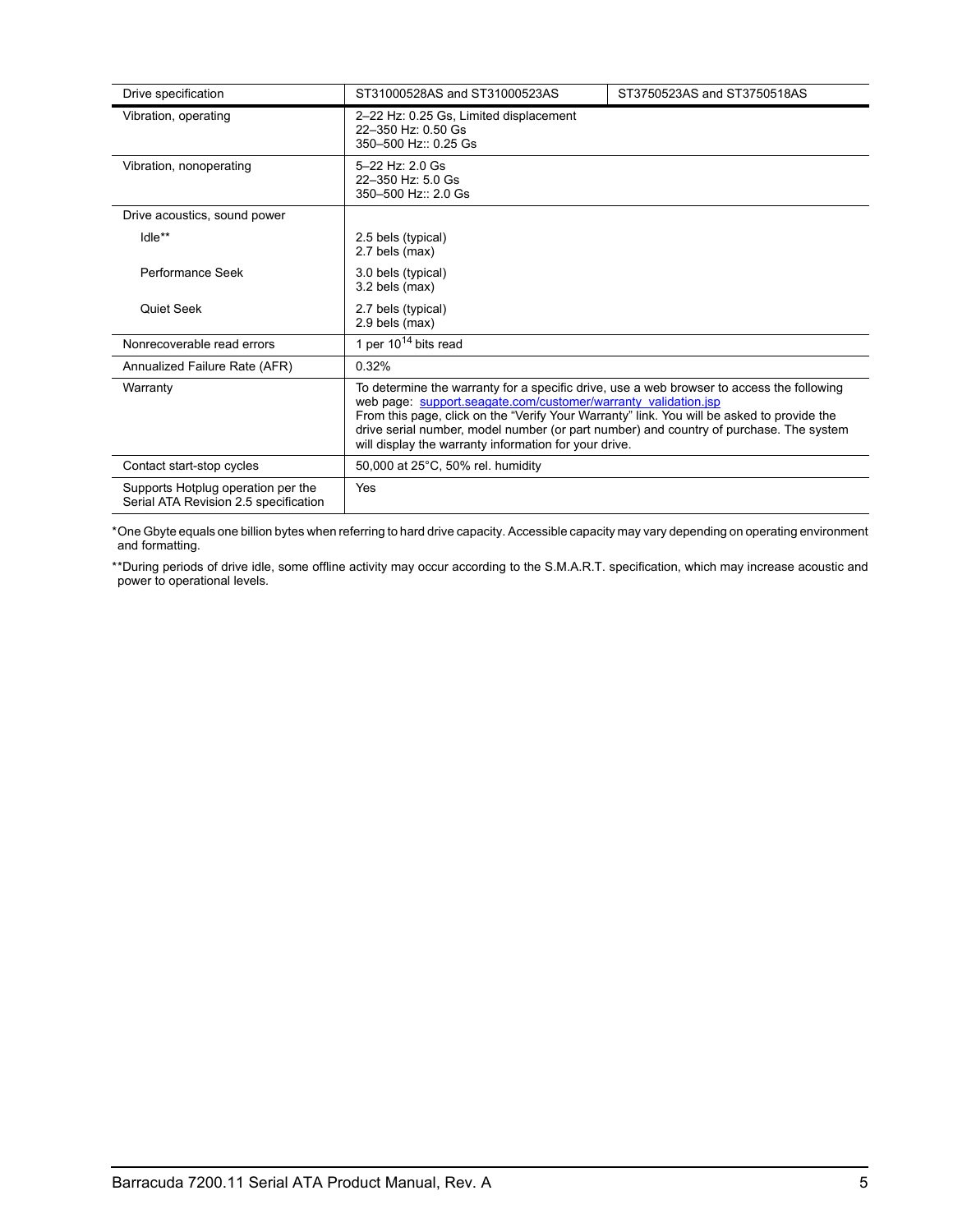| Drive specification | ST31000528AS and ST31000523AS | ST3750523AS and ST3750518AS |
| --- | --- | --- |
| Vibration, operating | 2–22 Hz: 0.25 Gs, Limited displacement<br>22–350 Hz: 0.50 Gs<br>350–500 Hz:: 0.25 Gs | |
| Vibration, nonoperating | 5–22 Hz: 2.0 Gs<br>22–350 Hz: 5.0 Gs<br>350–500 Hz:: 2.0 Gs | |
| Drive acoustics, sound power | | |
| Idle** | 2.5 bels (typical)<br>2.7 bels (max) | |
| Performance Seek | 3.0 bels (typical)<br>3.2 bels (max) | |
| Quiet Seek | 2.7 bels (typical)<br>2.9 bels (max) | |
| Nonrecoverable read errors | 1 per $10^{14}$ bits read | |
| Annualized Failure Rate (AFR) | 0.32% | |
| Warranty | To determine the warranty for a specific drive, use a web browser to access the following web page: support.seagate.com/customer/warranty_validation.jsp<br>From this page, click on the "Verify Your Warranty" link. You will be asked to provide the drive serial number, model number (or part number) and country of purchase. The system will display the warranty information for your drive. | |
| Contact start-stop cycles | 50,000 at 25°C, 50% rel. humidity | |
| Supports Hotplug operation per the Serial ATA Revision 2.5 specification | Yes | |

*One Gbyte equals one billion bytes when referring to hard drive capacity. Accessible capacity may vary depending on operating environment and formatting.

**During periods of drive idle, some offline activity may occur according to the S.M.A.R.T. specification, which may increase acoustic and power to operational levels.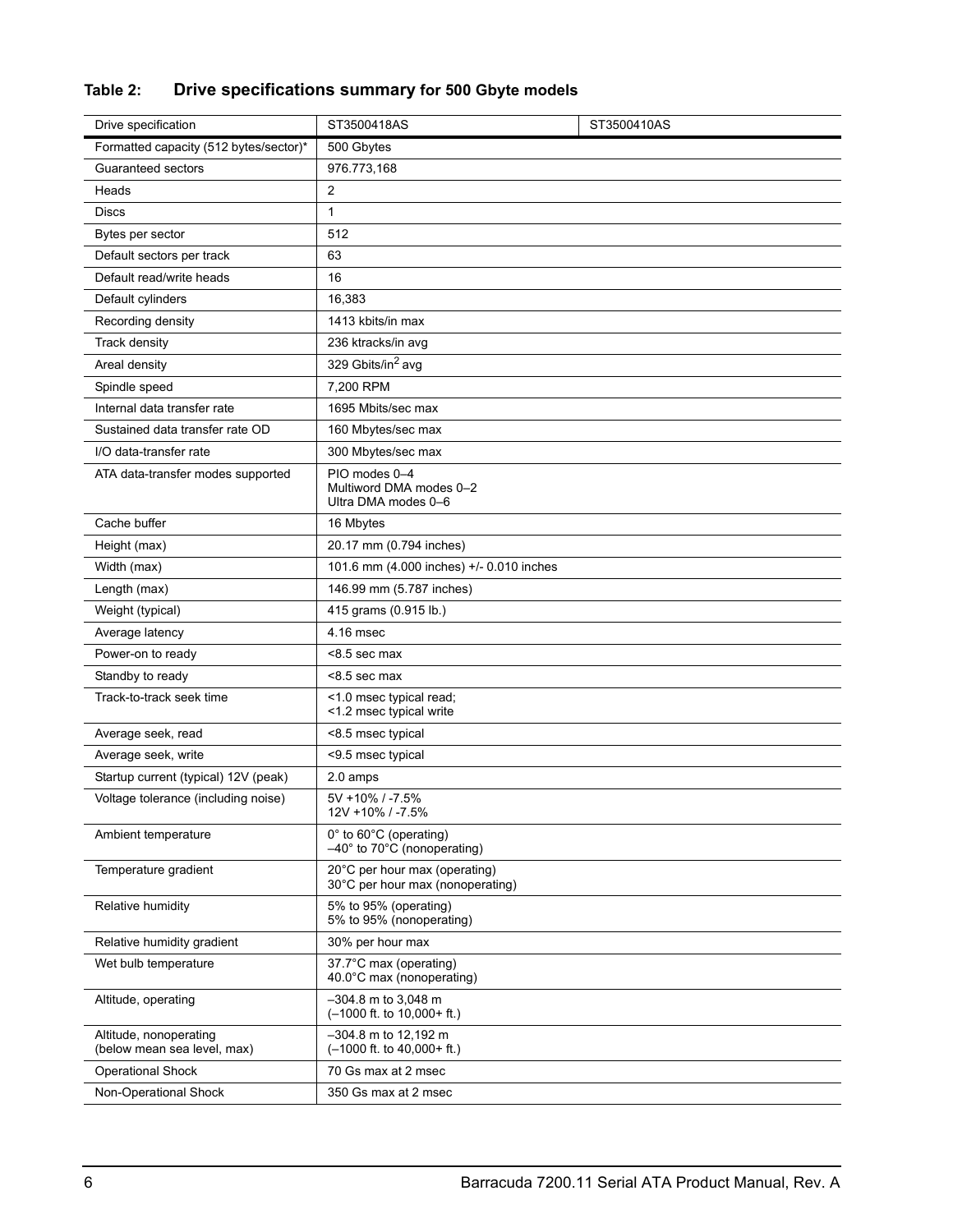**Table 2: Drive specifications summary for 500 Gbyte models**

| Drive specification | ST3500418AS | ST3500410AS |
|---|---|---|
| Formatted capacity (512 bytes/sector)* | 500 Gbytes | |
| Guaranteed sectors | 976.773,168 | |
| Heads | 2 | |
| Discs | 1 | |
| Bytes per sector | 512 | |
| Default sectors per track | 63 | |
| Default read/write heads | 16 | |
| Default cylinders | 16,383 | |
| Recording density | 1413 kbits/in max | |
| Track density | 236 ktracks/in avg | |
| Areal density | 329 Gbits/in$^2$ avg | |
| Spindle speed | 7,200 RPM | |
| Internal data transfer rate | 1695 Mbits/sec max | |
| Sustained data transfer rate OD | 160 Mbytes/sec max | |
| I/O data-transfer rate | 300 Mbytes/sec max | |
| ATA data-transfer modes supported | PIO modes 0–4<br>Multiword DMA modes 0–2<br>Ultra DMA modes 0–6 | |
| Cache buffer | 16 Mbytes | |
| Height (max) | 20.17 mm (0.794 inches) | |
| Width (max) | 101.6 mm (4.000 inches) +/- 0.010 inches | |
| Length (max) | 146.99 mm (5.787 inches) | |
| Weight (typical) | 415 grams (0.915 lb.) | |
| Average latency | 4.16 msec | |
| Power-on to ready | <8.5 sec max | |
| Standby to ready | <8.5 sec max | |
| Track-to-track seek time | <1.0 msec typical read;<br><1.2 msec typical write | |
| Average seek, read | <8.5 msec typical | |
| Average seek, write | <9.5 msec typical | |
| Startup current (typical) 12V (peak) | 2.0 amps | |
| Voltage tolerance (including noise) | 5V +10% / -7.5%<br>12V +10% / -7.5% | |
| Ambient temperature | 0° to 60°C (operating)<br>–40° to 70°C (nonoperating) | |
| Temperature gradient | 20°C per hour max (operating)<br>30°C per hour max (nonoperating) | |
| Relative humidity | 5% to 95% (operating)<br>5% to 95% (nonoperating) | |
| Relative humidity gradient | 30% per hour max | |
| Wet bulb temperature | 37.7°C max (operating)<br>40.0°C max (nonoperating) | |
| Altitude, operating | –304.8 m to 3,048 m<br>(–1000 ft. to 10,000+ ft.) | |
| Altitude, nonoperating<br>(below mean sea level, max) | –304.8 m to 12,192 m<br>(–1000 ft. to 40,000+ ft.) | |
| Operational Shock | 70 Gs max at 2 msec | |
| Non-Operational Shock | 350 Gs max at 2 msec | |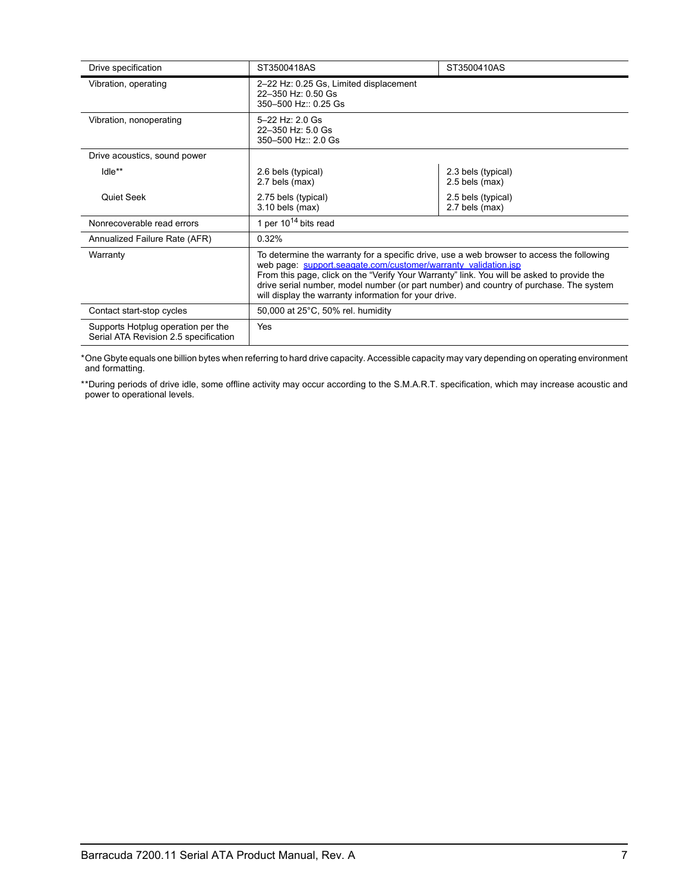| Drive specification | ST3500418AS | ST3500410AS |
|---|---|---|
| Vibration, operating | 2–22 Hz: 0.25 Gs, Limited displacement<br>22–350 Hz: 0.50 Gs<br>350–500 Hz:: 0.25 Gs | |
| Vibration, nonoperating | 5–22 Hz: 2.0 Gs<br>22–350 Hz: 5.0 Gs<br>350–500 Hz:: 2.0 Gs | |
| Drive acoustics, sound power | | |
| Idle** | 2.6 bels (typical)<br>2.7 bels (max) | 2.3 bels (typical)<br>2.5 bels (max) |
| Quiet Seek | 2.75 bels (typical)<br>3.10 bels (max) | 2.5 bels (typical)<br>2.7 bels (max) |
| Nonrecoverable read errors | 1 per $10^{14}$ bits read | |
| Annualized Failure Rate (AFR) | 0.32% | |
| Warranty | To determine the warranty for a specific drive, use a web browser to access the following web page: support.seagate.com/customer/warranty_validation.jsp<br>From this page, click on the "Verify Your Warranty" link. You will be asked to provide the drive serial number, model number (or part number) and country of purchase. The system will display the warranty information for your drive. | |
| Contact start-stop cycles | 50,000 at 25°C, 50% rel. humidity | |
| Supports Hotplug operation per the Serial ATA Revision 2.5 specification | Yes | |

*One Gbyte equals one billion bytes when referring to hard drive capacity. Accessible capacity may vary depending on operating environment and formatting.

**During periods of drive idle, some offline activity may occur according to the S.M.A.R.T. specification, which may increase acoustic and power to operational levels.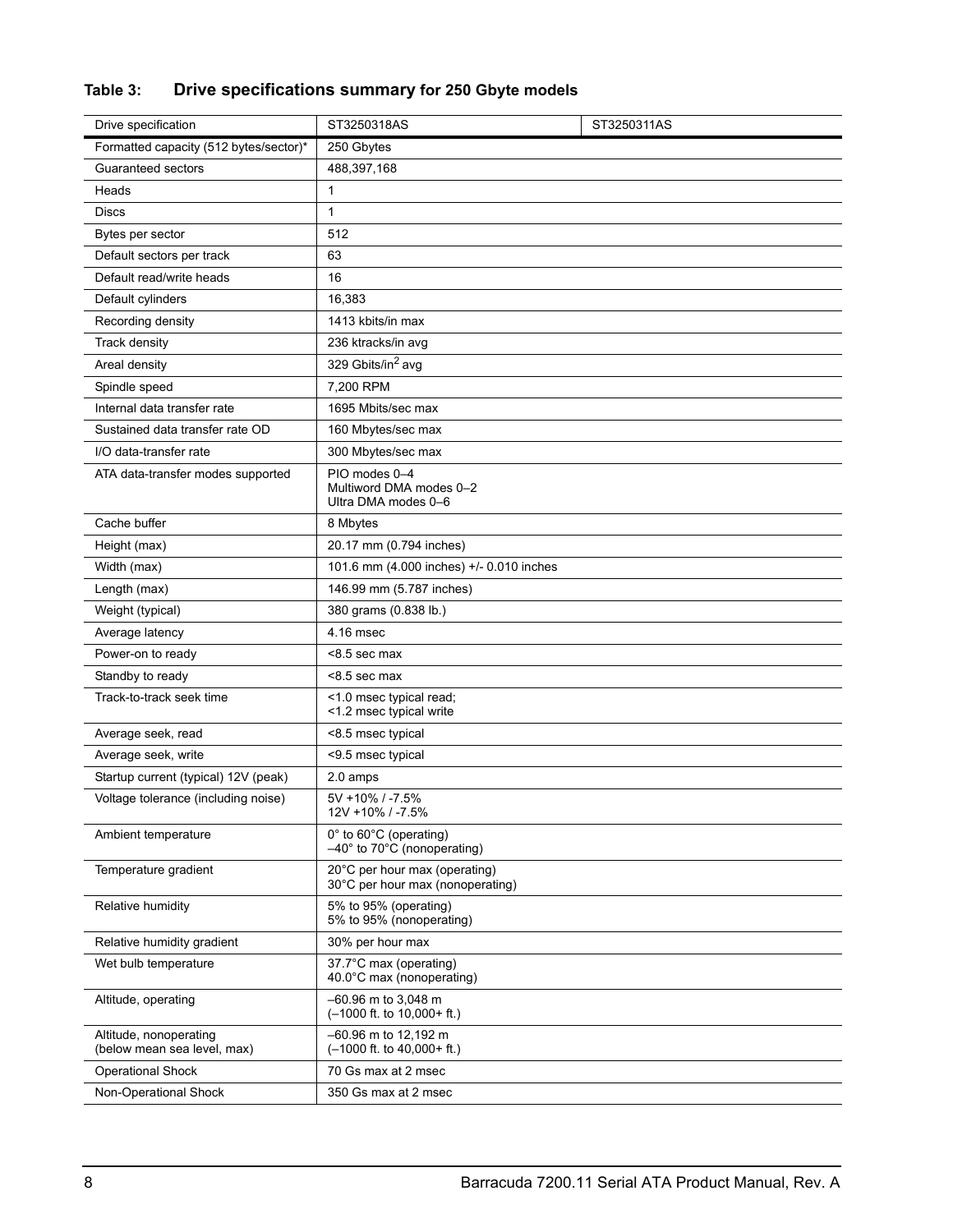**Table 3: Drive specifications summary for 250 Gbyte models**

| Drive specification | ST3250318AS | ST3250311AS |
|---|---|---|
| Formatted capacity (512 bytes/sector)* | 250 Gbytes | |
| Guaranteed sectors | 488,397,168 | |
| Heads | 1 | |
| Discs | 1 | |
| Bytes per sector | 512 | |
| Default sectors per track | 63 | |
| Default read/write heads | 16 | |
| Default cylinders | 16,383 | |
| Recording density | 1413 kbits/in max | |
| Track density | 236 ktracks/in avg | |
| Areal density | 329 Gbits/in$^2$ avg | |
| Spindle speed | 7,200 RPM | |
| Internal data transfer rate | 1695 Mbits/sec max | |
| Sustained data transfer rate OD | 160 Mbytes/sec max | |
| I/O data-transfer rate | 300 Mbytes/sec max | |
| ATA data-transfer modes supported | PIO modes 0–4<br>Multiword DMA modes 0–2<br>Ultra DMA modes 0–6 | |
| Cache buffer | 8 Mbytes | |
| Height (max) | 20.17 mm (0.794 inches) | |
| Width (max) | 101.6 mm (4.000 inches) +/- 0.010 inches | |
| Length (max) | 146.99 mm (5.787 inches) | |
| Weight (typical) | 380 grams (0.838 lb.) | |
| Average latency | 4.16 msec | |
| Power-on to ready | <8.5 sec max | |
| Standby to ready | <8.5 sec max | |
| Track-to-track seek time | <1.0 msec typical read;<br><1.2 msec typical write | |
| Average seek, read | <8.5 msec typical | |
| Average seek, write | <9.5 msec typical | |
| Startup current (typical) 12V (peak) | 2.0 amps | |
| Voltage tolerance (including noise) | 5V +10% / -7.5%<br>12V +10% / -7.5% | |
| Ambient temperature | 0° to 60°C (operating)<br>–40° to 70°C (nonoperating) | |
| Temperature gradient | 20°C per hour max (operating)<br>30°C per hour max (nonoperating) | |
| Relative humidity | 5% to 95% (operating)<br>5% to 95% (nonoperating) | |
| Relative humidity gradient | 30% per hour max | |
| Wet bulb temperature | 37.7°C max (operating)<br>40.0°C max (nonoperating) | |
| Altitude, operating | –60.96 m to 3,048 m<br>(–1000 ft. to 10,000+ ft.) | |
| Altitude, nonoperating (below mean sea level, max) | –60.96 m to 12,192 m<br>(–1000 ft. to 40,000+ ft.) | |
| Operational Shock | 70 Gs max at 2 msec | |
| Non-Operational Shock | 350 Gs max at 2 msec | |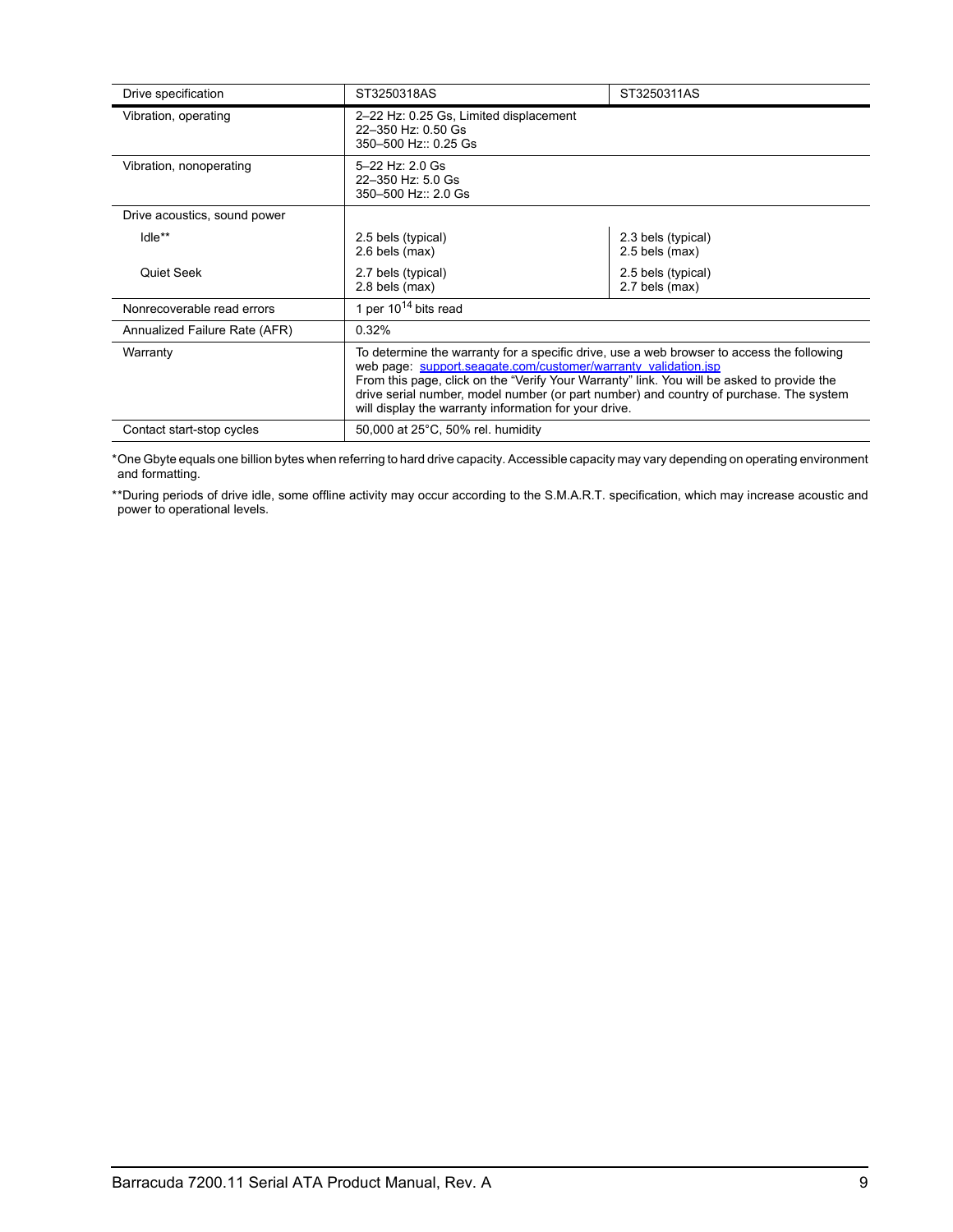| Drive specification | ST3250318AS | ST3250311AS |
| --- | --- | --- |
| Vibration, operating | 2–22 Hz: 0.25 Gs, Limited displacement<br>22–350 Hz: 0.50 Gs<br>350–500 Hz:: 0.25 Gs | |
| Vibration, nonoperating | 5–22 Hz: 2.0 Gs<br>22–350 Hz: 5.0 Gs<br>350–500 Hz:: 2.0 Gs | |
| Drive acoustics, sound power | | |
| Idle** | 2.5 bels (typical)<br>2.6 bels (max) | 2.3 bels (typical)<br>2.5 bels (max) |
| Quiet Seek | 2.7 bels (typical)<br>2.8 bels (max) | 2.5 bels (typical)<br>2.7 bels (max) |
| Nonrecoverable read errors | 1 per $10^{14}$ bits read | |
| Annualized Failure Rate (AFR) | 0.32% | |
| Warranty | To determine the warranty for a specific drive, use a web browser to access the following web page: support.seagate.com/customer/warranty_validation.jsp<br>From this page, click on the "Verify Your Warranty" link. You will be asked to provide the drive serial number, model number (or part number) and country of purchase. The system will display the warranty information for your drive. | |
| Contact start-stop cycles | 50,000 at 25°C, 50% rel. humidity | |

*One Gbyte equals one billion bytes when referring to hard drive capacity. Accessible capacity may vary depending on operating environment and formatting.

**During periods of drive idle, some offline activity may occur according to the S.M.A.R.T. specification, which may increase acoustic and power to operational levels.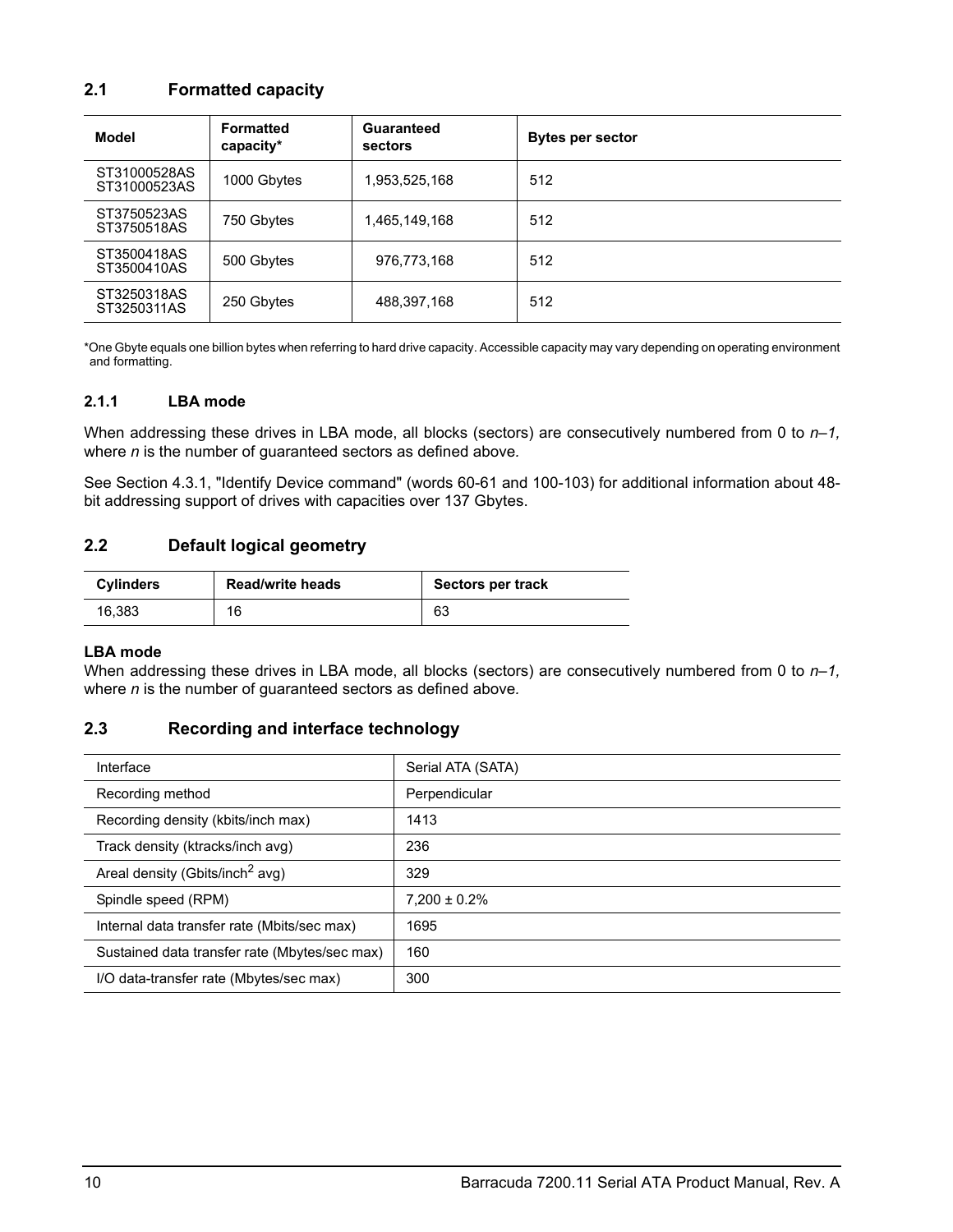## 2.1 Formatted capacity

| Model | Formatted capacity* | Guaranteed sectors | Bytes per sector |
|---|---|---|---|
| ST31000528AS<br>ST31000523AS | 1000 Gbytes | 1,953,525,168 | 512 |
| ST3750523AS<br>ST3750518AS | 750 Gbytes | 1,465,149,168 | 512 |
| ST3500418AS<br>ST3500410AS | 500 Gbytes | 976,773,168 | 512 |
| ST3250318AS<br>ST3250311AS | 250 Gbytes | 488,397,168 | 512 |

*One Gbyte equals one billion bytes when referring to hard drive capacity. Accessible capacity may vary depending on operating environment and formatting.

### 2.1.1 LBA mode

When addressing these drives in LBA mode, all blocks (sectors) are consecutively numbered from 0 to *n–1,* where *n* is the number of guaranteed sectors as defined above.

See Section 4.3.1, "Identify Device command" (words 60-61 and 100-103) for additional information about 48-bit addressing support of drives with capacities over 137 Gbytes.

## 2.2 Default logical geometry

| Cylinders | Read/write heads | Sectors per track |
|---|---|---|
| 16,383 | 16 | 63 |

**LBA mode**

When addressing these drives in LBA mode, all blocks (sectors) are consecutively numbered from 0 to *n–1,* where *n* is the number of guaranteed sectors as defined above.

## 2.3 Recording and interface technology

| | |
|---|---|
| Interface | Serial ATA (SATA) |
| Recording method | Perpendicular |
| Recording density (kbits/inch max) | 1413 |
| Track density (ktracks/inch avg) | 236 |
| Areal density (Gbits/inch$^2$ avg) | 329 |
| Spindle speed (RPM) | 7,200 ± 0.2% |
| Internal data transfer rate (Mbits/sec max) | 1695 |
| Sustained data transfer rate (Mbytes/sec max) | 160 |
| I/O data-transfer rate (Mbytes/sec max) | 300 |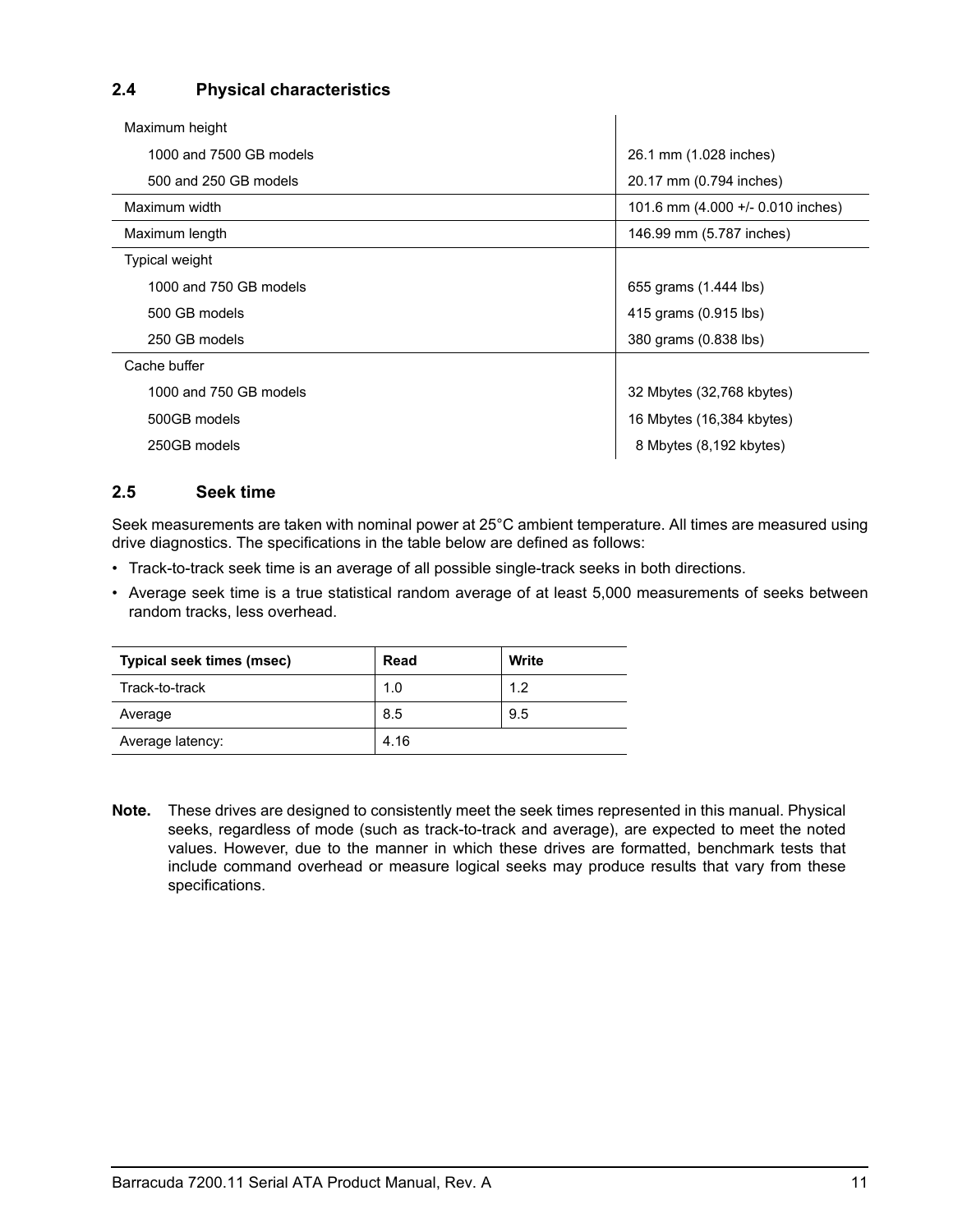## 2.4 Physical characteristics

| | |
|---|---|
| Maximum height | |
| 1000 and 7500 GB models | 26.1 mm (1.028 inches) |
| 500 and 250 GB models | 20.17 mm (0.794 inches) |
| Maximum width | 101.6 mm (4.000 +/- 0.010 inches) |
| Maximum length | 146.99 mm (5.787 inches) |
| Typical weight | |
| 1000 and 750 GB models | 655 grams (1.444 lbs) |
| 500 GB models | 415 grams (0.915 lbs) |
| 250 GB models | 380 grams (0.838 lbs) |
| Cache buffer | |
| 1000 and 750 GB models | 32 Mbytes (32,768 kbytes) |
| 500GB models | 16 Mbytes (16,384 kbytes) |
| 250GB models | 8 Mbytes (8,192 kbytes) |

## 2.5 Seek time

Seek measurements are taken with nominal power at 25°C ambient temperature. All times are measured using drive diagnostics. The specifications in the table below are defined as follows:

- Track-to-track seek time is an average of all possible single-track seeks in both directions.
- Average seek time is a true statistical random average of at least 5,000 measurements of seeks between random tracks, less overhead.

| Typical seek times (msec) | Read | Write |
|---|---|---|
| Track-to-track | 1.0 | 1.2 |
| Average | 8.5 | 9.5 |
| Average latency: | 4.16 | |

**Note.** These drives are designed to consistently meet the seek times represented in this manual. Physical seeks, regardless of mode (such as track-to-track and average), are expected to meet the noted values. However, due to the manner in which these drives are formatted, benchmark tests that include command overhead or measure logical seeks may produce results that vary from these specifications.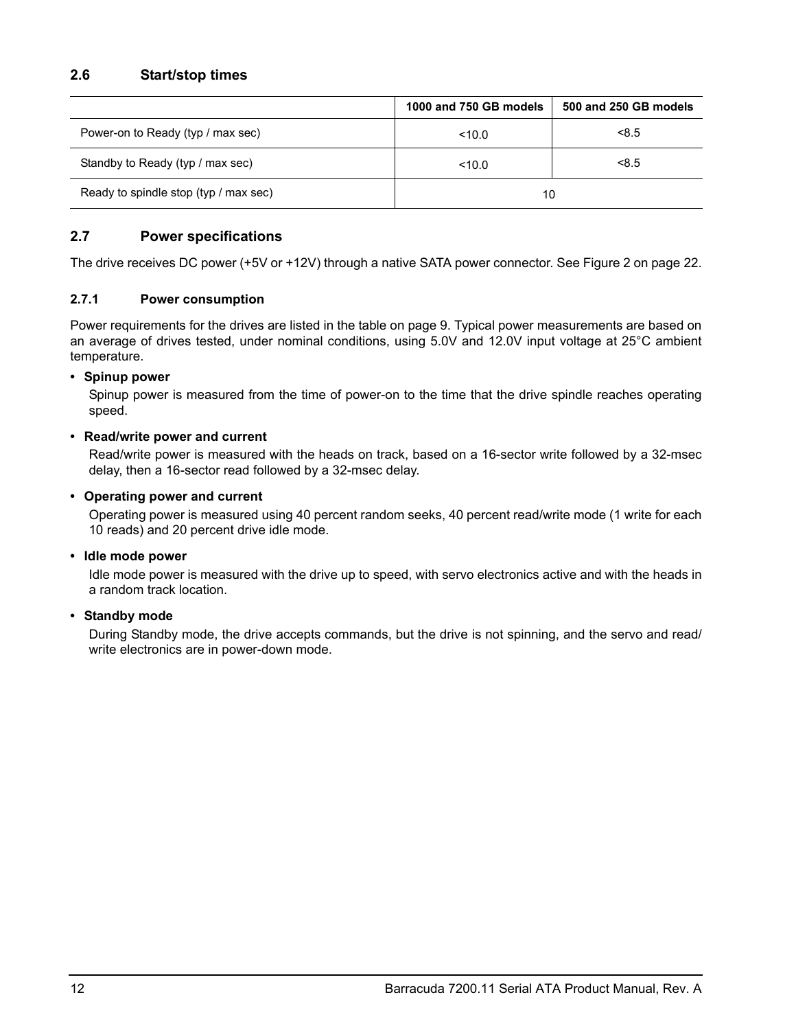## 2.6 Start/stop times

| | 1000 and 750 GB models | 500 and 250 GB models |
|---|---|---|
| Power-on to Ready (typ / max sec) | <10.0 | <8.5 |
| Standby to Ready (typ / max sec) | <10.0 | <8.5 |
| Ready to spindle stop (typ / max sec) | 10 | |

## 2.7 Power specifications

The drive receives DC power (+5V or +12V) through a native SATA power connector. See Figure 2 on page 22.

### 2.7.1 Power consumption

Power requirements for the drives are listed in the table on page 9. Typical power measurements are based on an average of drives tested, under nominal conditions, using 5.0V and 12.0V input voltage at 25°C ambient temperature.

- **Spinup power**

  Spinup power is measured from the time of power-on to the time that the drive spindle reaches operating speed.

- **Read/write power and current**

  Read/write power is measured with the heads on track, based on a 16-sector write followed by a 32-msec delay, then a 16-sector read followed by a 32-msec delay.

- **Operating power and current**

  Operating power is measured using 40 percent random seeks, 40 percent read/write mode (1 write for each 10 reads) and 20 percent drive idle mode.

- **Idle mode power**

  Idle mode power is measured with the drive up to speed, with servo electronics active and with the heads in a random track location.

- **Standby mode**

  During Standby mode, the drive accepts commands, but the drive is not spinning, and the servo and read/write electronics are in power-down mode.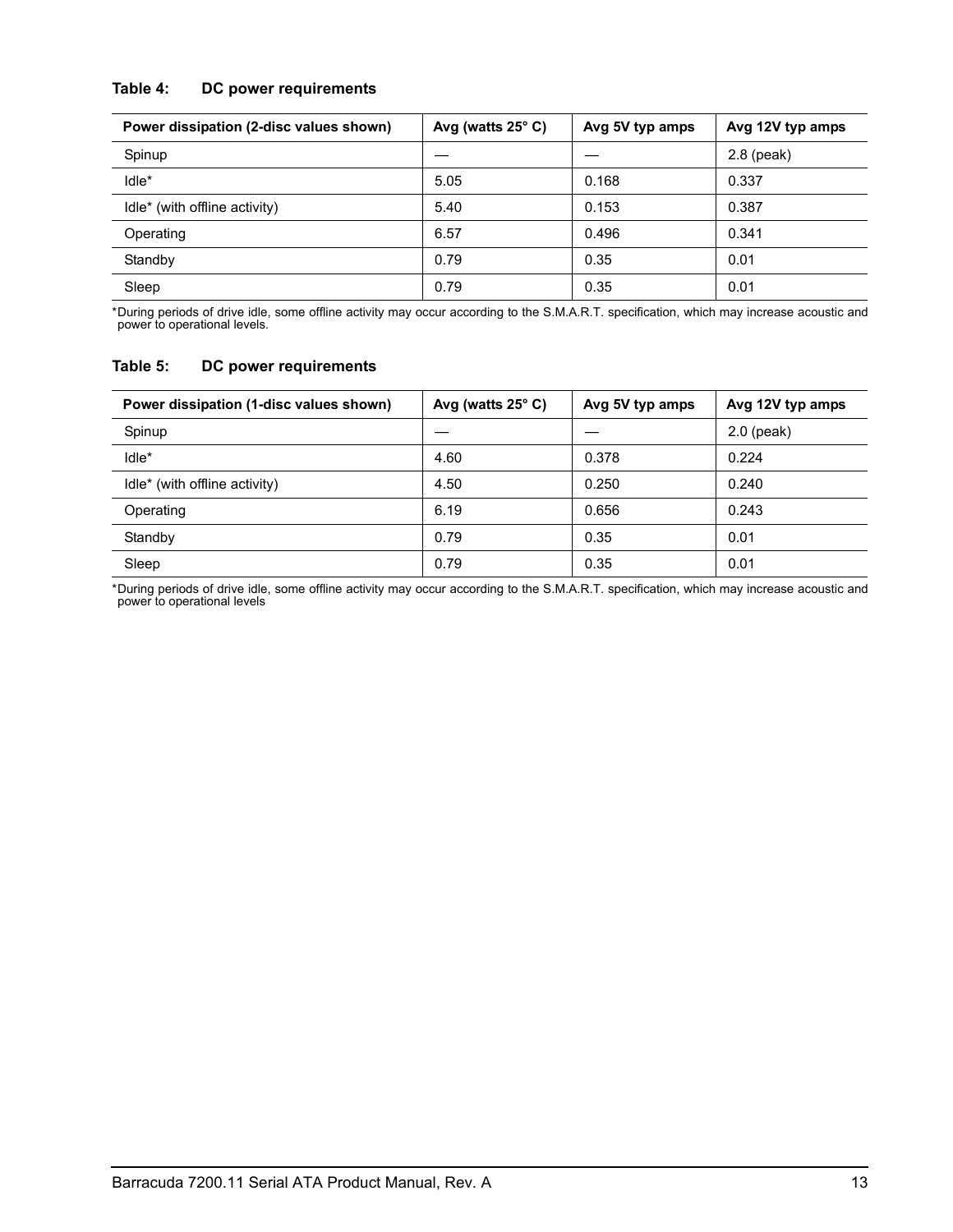**Table 4: DC power requirements**

| Power dissipation (2-disc values shown) | Avg (watts 25° C) | Avg 5V typ amps | Avg 12V typ amps |
|---|---|---|---|
| Spinup | — | — | 2.8 (peak) |
| Idle* | 5.05 | 0.168 | 0.337 |
| Idle* (with offline activity) | 5.40 | 0.153 | 0.387 |
| Operating | 6.57 | 0.496 | 0.341 |
| Standby | 0.79 | 0.35 | 0.01 |
| Sleep | 0.79 | 0.35 | 0.01 |

*During periods of drive idle, some offline activity may occur according to the S.M.A.R.T. specification, which may increase acoustic and power to operational levels.

**Table 5: DC power requirements**

| Power dissipation (1-disc values shown) | Avg (watts 25° C) | Avg 5V typ amps | Avg 12V typ amps |
|---|---|---|---|
| Spinup | — | — | 2.0 (peak) |
| Idle* | 4.60 | 0.378 | 0.224 |
| Idle* (with offline activity) | 4.50 | 0.250 | 0.240 |
| Operating | 6.19 | 0.656 | 0.243 |
| Standby | 0.79 | 0.35 | 0.01 |
| Sleep | 0.79 | 0.35 | 0.01 |

*During periods of drive idle, some offline activity may occur according to the S.M.A.R.T. specification, which may increase acoustic and power to operational levels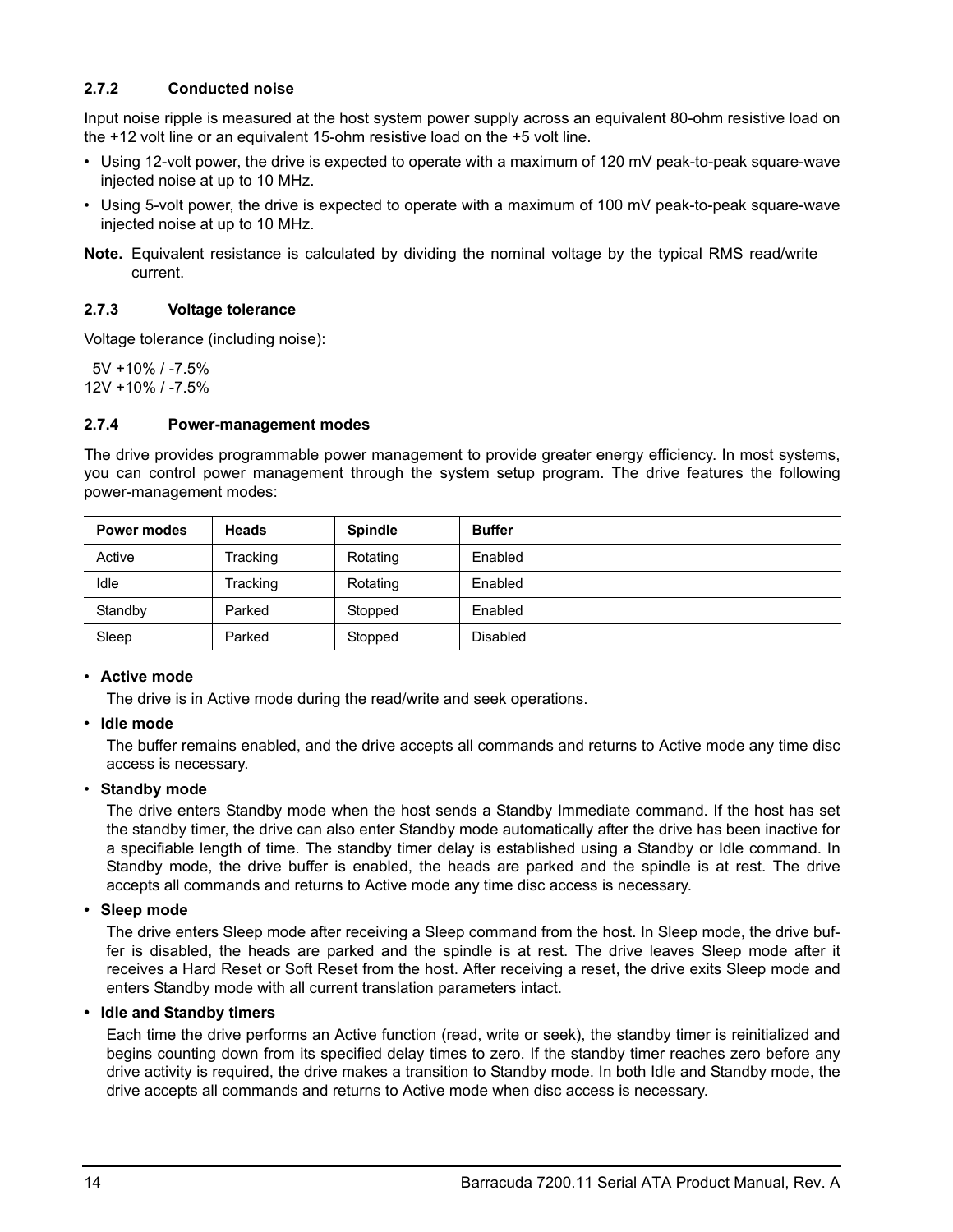### 2.7.2 Conducted noise

Input noise ripple is measured at the host system power supply across an equivalent 80-ohm resistive load on the +12 volt line or an equivalent 15-ohm resistive load on the +5 volt line.

- Using 12-volt power, the drive is expected to operate with a maximum of 120 mV peak-to-peak square-wave injected noise at up to 10 MHz.
- Using 5-volt power, the drive is expected to operate with a maximum of 100 mV peak-to-peak square-wave injected noise at up to 10 MHz.

**Note.** Equivalent resistance is calculated by dividing the nominal voltage by the typical RMS read/write current.

### 2.7.3 Voltage tolerance

Voltage tolerance (including noise):

5V +10% / -7.5%
12V +10% / -7.5%

### 2.7.4 Power-management modes

The drive provides programmable power management to provide greater energy efficiency. In most systems, you can control power management through the system setup program. The drive features the following power-management modes:

| Power modes | Heads | Spindle | Buffer |
|---|---|---|---|
| Active | Tracking | Rotating | Enabled |
| Idle | Tracking | Rotating | Enabled |
| Standby | Parked | Stopped | Enabled |
| Sleep | Parked | Stopped | Disabled |

- **Active mode**

  The drive is in Active mode during the read/write and seek operations.

- **Idle mode**

  The buffer remains enabled, and the drive accepts all commands and returns to Active mode any time disc access is necessary.

- **Standby mode**

  The drive enters Standby mode when the host sends a Standby Immediate command. If the host has set the standby timer, the drive can also enter Standby mode automatically after the drive has been inactive for a specifiable length of time. The standby timer delay is established using a Standby or Idle command. In Standby mode, the drive buffer is enabled, the heads are parked and the spindle is at rest. The drive accepts all commands and returns to Active mode any time disc access is necessary.

- **Sleep mode**

  The drive enters Sleep mode after receiving a Sleep command from the host. In Sleep mode, the drive buffer is disabled, the heads are parked and the spindle is at rest. The drive leaves Sleep mode after it receives a Hard Reset or Soft Reset from the host. After receiving a reset, the drive exits Sleep mode and enters Standby mode with all current translation parameters intact.

- **Idle and Standby timers**

  Each time the drive performs an Active function (read, write or seek), the standby timer is reinitialized and begins counting down from its specified delay times to zero. If the standby timer reaches zero before any drive activity is required, the drive makes a transition to Standby mode. In both Idle and Standby mode, the drive accepts all commands and returns to Active mode when disc access is necessary.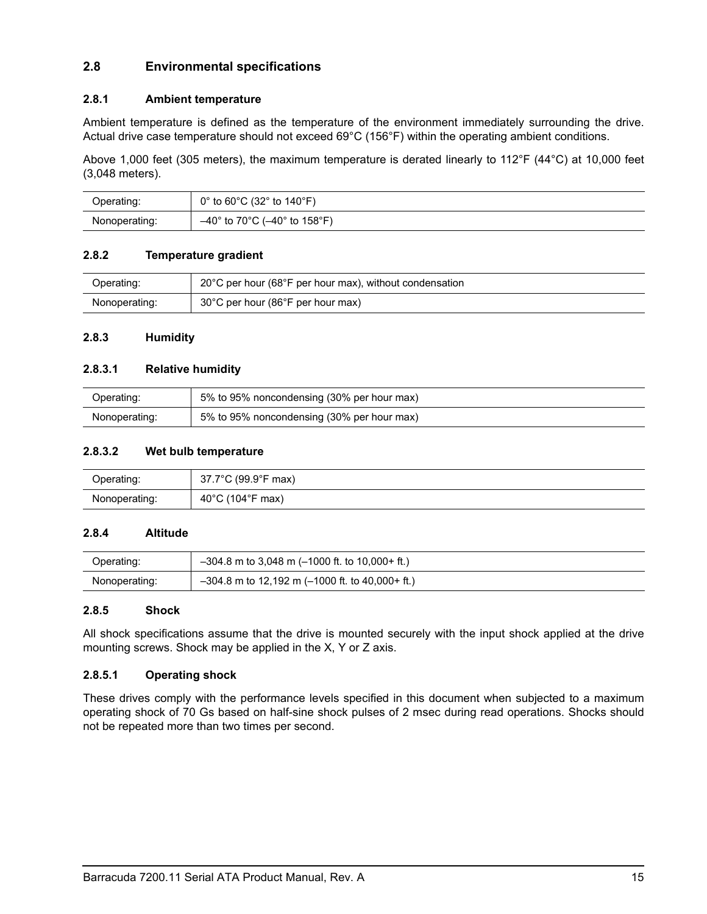## 2.8 Environmental specifications

### 2.8.1 Ambient temperature

Ambient temperature is defined as the temperature of the environment immediately surrounding the drive. Actual drive case temperature should not exceed 69°C (156°F) within the operating ambient conditions.

Above 1,000 feet (305 meters), the maximum temperature is derated linearly to 112°F (44°C) at 10,000 feet (3,048 meters).

| | |
|---|---|
| Operating: | 0° to 60°C (32° to 140°F) |
| Nonoperating: | –40° to 70°C (–40° to 158°F) |

### 2.8.2 Temperature gradient

| | |
|---|---|
| Operating: | 20°C per hour (68°F per hour max), without condensation |
| Nonoperating: | 30°C per hour (86°F per hour max) |

### 2.8.3 Humidity

#### 2.8.3.1 Relative humidity

| | |
|---|---|
| Operating: | 5% to 95% noncondensing (30% per hour max) |
| Nonoperating: | 5% to 95% noncondensing (30% per hour max) |

#### 2.8.3.2 Wet bulb temperature

| | |
|---|---|
| Operating: | 37.7°C (99.9°F max) |
| Nonoperating: | 40°C (104°F max) |

### 2.8.4 Altitude

| | |
|---|---|
| Operating: | –304.8 m to 3,048 m (–1000 ft. to 10,000+ ft.) |
| Nonoperating: | –304.8 m to 12,192 m (–1000 ft. to 40,000+ ft.) |

### 2.8.5 Shock

All shock specifications assume that the drive is mounted securely with the input shock applied at the drive mounting screws. Shock may be applied in the X, Y or Z axis.

#### 2.8.5.1 Operating shock

These drives comply with the performance levels specified in this document when subjected to a maximum operating shock of 70 Gs based on half-sine shock pulses of 2 msec during read operations. Shocks should not be repeated more than two times per second.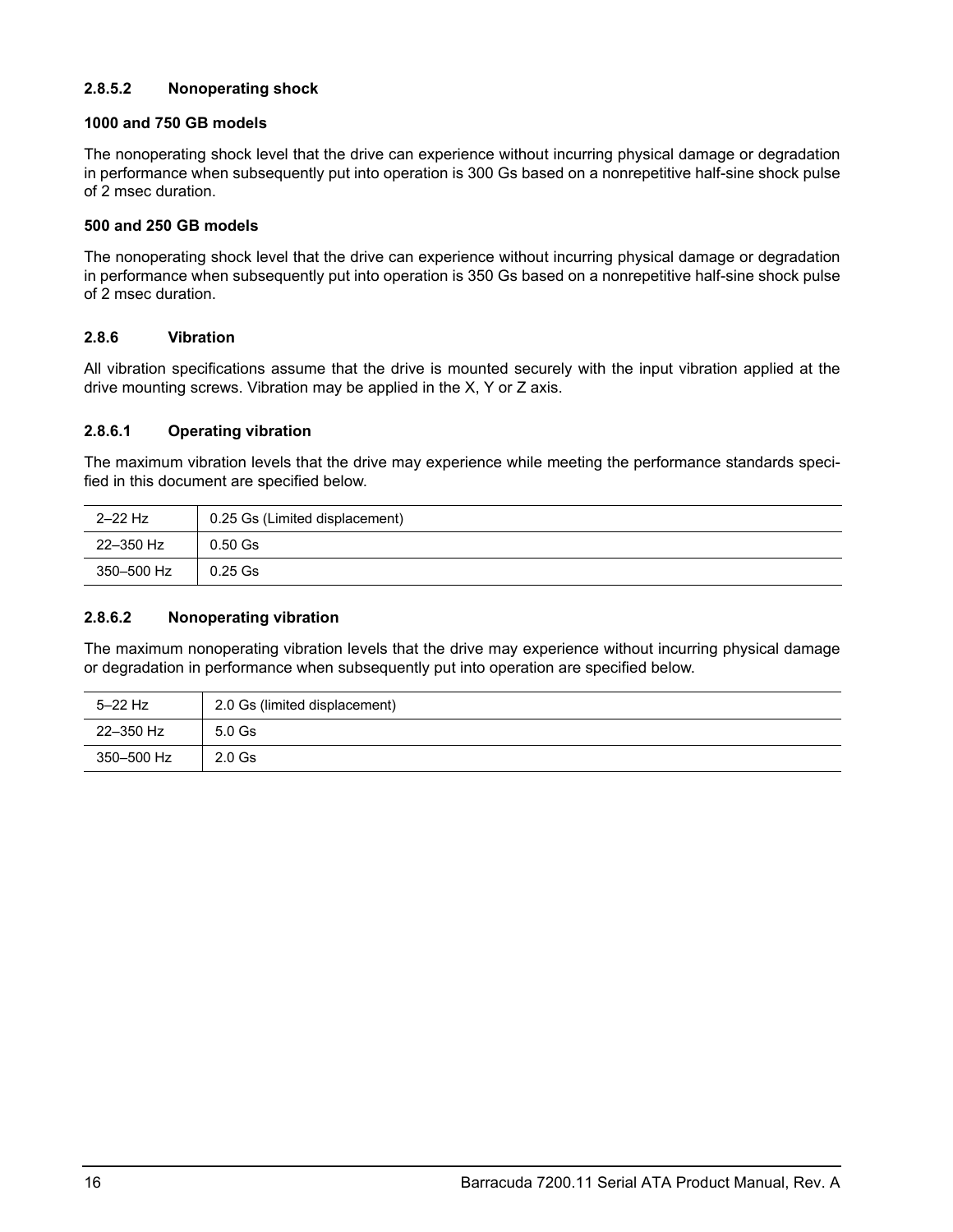#### 2.8.5.2 Nonoperating shock

**1000 and 750 GB models**

The nonoperating shock level that the drive can experience without incurring physical damage or degradation in performance when subsequently put into operation is 300 Gs based on a nonrepetitive half-sine shock pulse of 2 msec duration.

**500 and 250 GB models**

The nonoperating shock level that the drive can experience without incurring physical damage or degradation in performance when subsequently put into operation is 350 Gs based on a nonrepetitive half-sine shock pulse of 2 msec duration.

### 2.8.6 Vibration

All vibration specifications assume that the drive is mounted securely with the input vibration applied at the drive mounting screws. Vibration may be applied in the X, Y or Z axis.

#### 2.8.6.1 Operating vibration

The maximum vibration levels that the drive may experience while meeting the performance standards specified in this document are specified below.

| | |
|---|---|
| 2–22 Hz | 0.25 Gs (Limited displacement) |
| 22–350 Hz | 0.50 Gs |
| 350–500 Hz | 0.25 Gs |

#### 2.8.6.2 Nonoperating vibration

The maximum nonoperating vibration levels that the drive may experience without incurring physical damage or degradation in performance when subsequently put into operation are specified below.

| | |
|---|---|
| 5–22 Hz | 2.0 Gs (limited displacement) |
| 22–350 Hz | 5.0 Gs |
| 350–500 Hz | 2.0 Gs |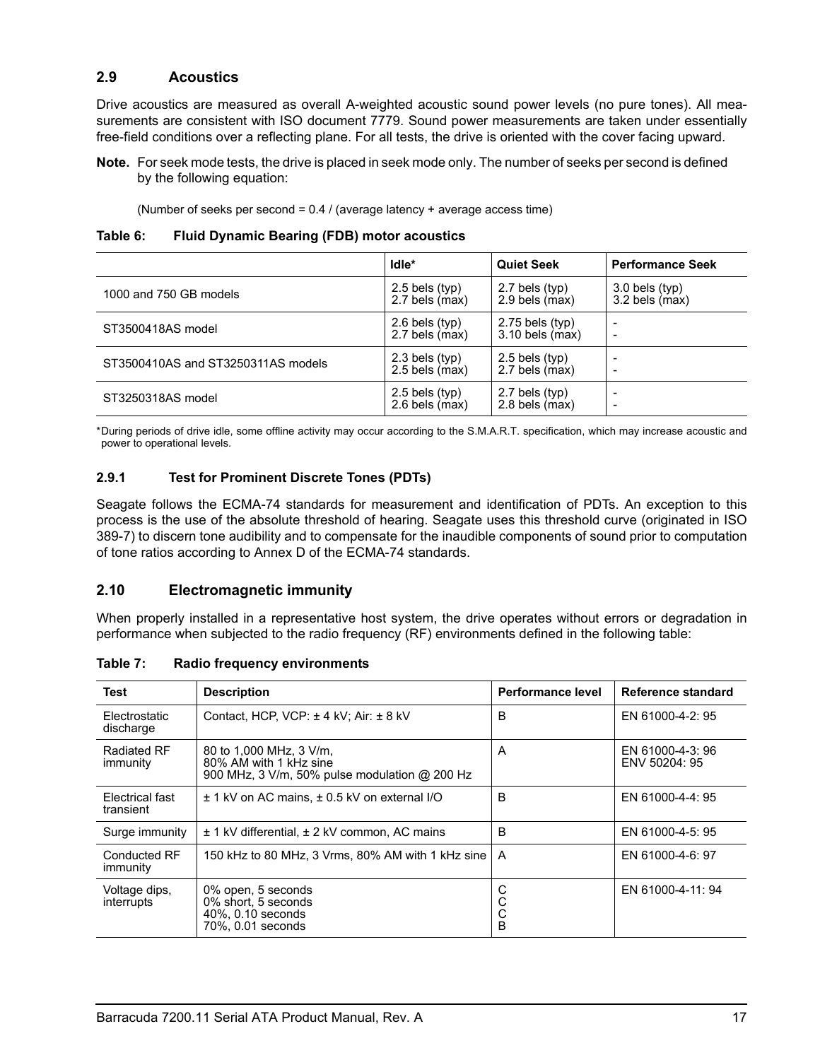## 2.9 Acoustics

Drive acoustics are measured as overall A-weighted acoustic sound power levels (no pure tones). All measurements are consistent with ISO document 7779. Sound power measurements are taken under essentially free-field conditions over a reflecting plane. For all tests, the drive is oriented with the cover facing upward.

**Note.** For seek mode tests, the drive is placed in seek mode only. The number of seeks per second is defined by the following equation:

(Number of seeks per second = 0.4 / (average latency + average access time)

**Table 6: Fluid Dynamic Bearing (FDB) motor acoustics**

| | Idle* | Quiet Seek | Performance Seek |
|---|---|---|---|
| 1000 and 750 GB models | 2.5 bels (typ)<br>2.7 bels (max) | 2.7 bels (typ)<br>2.9 bels (max) | 3.0 bels (typ)<br>3.2 bels (max) |
| ST3500418AS model | 2.6 bels (typ)<br>2.7 bels (max) | 2.75 bels (typ)<br>3.10 bels (max) | -<br>- |
| ST3500410AS and ST3250311AS models | 2.3 bels (typ)<br>2.5 bels (max) | 2.5 bels (typ)<br>2.7 bels (max) | -<br>- |
| ST3250318AS model | 2.5 bels (typ)<br>2.6 bels (max) | 2.7 bels (typ)<br>2.8 bels (max) | -<br>- |

*During periods of drive idle, some offline activity may occur according to the S.M.A.R.T. specification, which may increase acoustic and power to operational levels.

### 2.9.1 Test for Prominent Discrete Tones (PDTs)

Seagate follows the ECMA-74 standards for measurement and identification of PDTs. An exception to this process is the use of the absolute threshold of hearing. Seagate uses this threshold curve (originated in ISO 389-7) to discern tone audibility and to compensate for the inaudible components of sound prior to computation of tone ratios according to Annex D of the ECMA-74 standards.

## 2.10 Electromagnetic immunity

When properly installed in a representative host system, the drive operates without errors or degradation in performance when subjected to the radio frequency (RF) environments defined in the following table:

**Table 7: Radio frequency environments**

| Test | Description | Performance level | Reference standard |
|---|---|---|---|
| Electrostatic discharge | Contact, HCP, VCP: ± 4 kV; Air: ± 8 kV | B | EN 61000-4-2: 95 |
| Radiated RF immunity | 80 to 1,000 MHz, 3 V/m,<br>80% AM with 1 kHz sine<br>900 MHz, 3 V/m, 50% pulse modulation @ 200 Hz | A | EN 61000-4-3: 96<br>ENV 50204: 95 |
| Electrical fast transient | ± 1 kV on AC mains, ± 0.5 kV on external I/O | B | EN 61000-4-4: 95 |
| Surge immunity | ± 1 kV differential, ± 2 kV common, AC mains | B | EN 61000-4-5: 95 |
| Conducted RF immunity | 150 kHz to 80 MHz, 3 Vrms, 80% AM with 1 kHz sine | A | EN 61000-4-6: 97 |
| Voltage dips, interrupts | 0% open, 5 seconds<br>0% short, 5 seconds<br>40%, 0.10 seconds<br>70%, 0.01 seconds | C<br>C<br>C<br>B | EN 61000-4-11: 94 |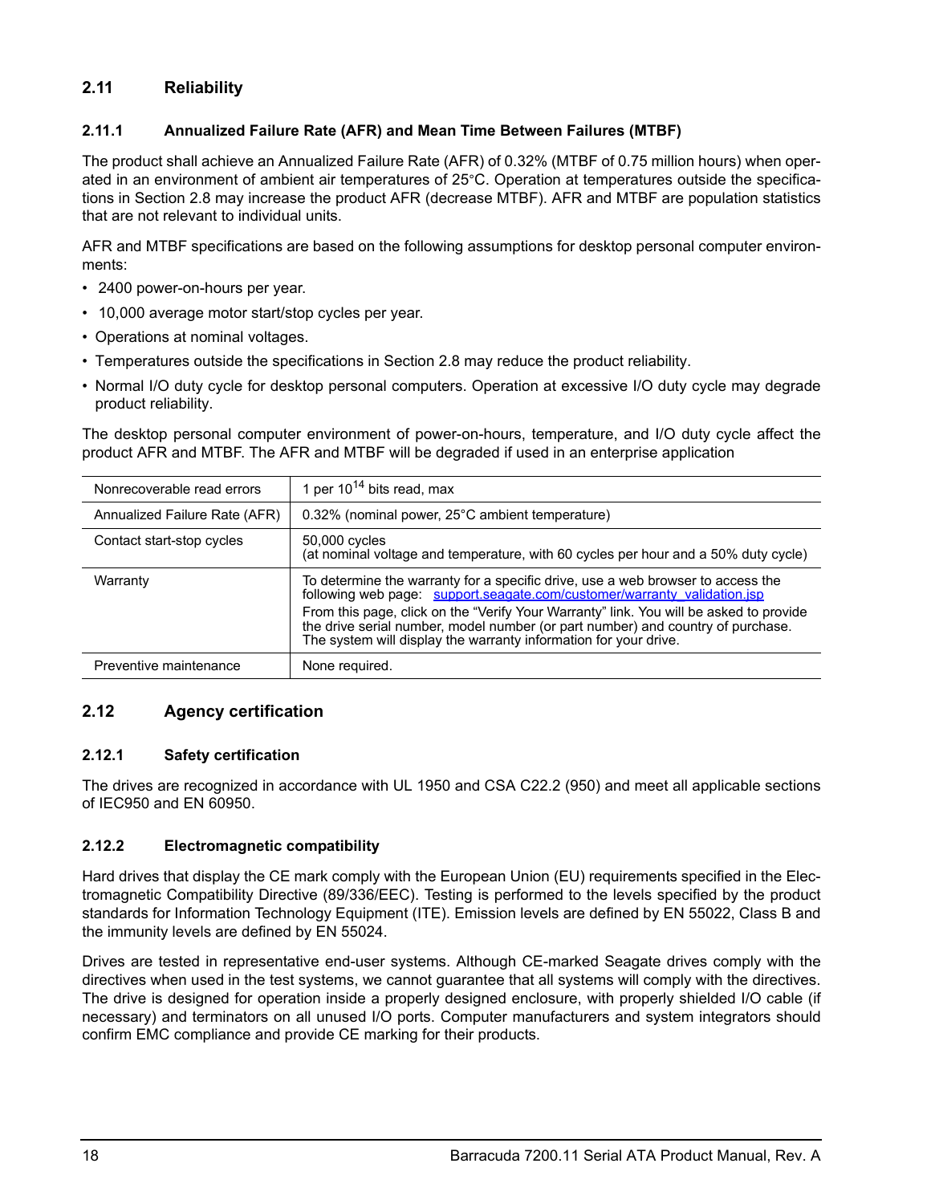## 2.11 Reliability

### 2.11.1 Annualized Failure Rate (AFR) and Mean Time Between Failures (MTBF)

The product shall achieve an Annualized Failure Rate (AFR) of 0.32% (MTBF of 0.75 million hours) when operated in an environment of ambient air temperatures of 25°C. Operation at temperatures outside the specifications in Section 2.8 may increase the product AFR (decrease MTBF). AFR and MTBF are population statistics that are not relevant to individual units.

AFR and MTBF specifications are based on the following assumptions for desktop personal computer environments:

- 2400 power-on-hours per year.
- 10,000 average motor start/stop cycles per year.
- Operations at nominal voltages.
- Temperatures outside the specifications in Section 2.8 may reduce the product reliability.
- Normal I/O duty cycle for desktop personal computers. Operation at excessive I/O duty cycle may degrade product reliability.

The desktop personal computer environment of power-on-hours, temperature, and I/O duty cycle affect the product AFR and MTBF. The AFR and MTBF will be degraded if used in an enterprise application

| | |
|---|---|
| Nonrecoverable read errors | 1 per $10^{14}$ bits read, max |
| Annualized Failure Rate (AFR) | 0.32% (nominal power, 25°C ambient temperature) |
| Contact start-stop cycles | 50,000 cycles<br>(at nominal voltage and temperature, with 60 cycles per hour and a 50% duty cycle) |
| Warranty | To determine the warranty for a specific drive, use a web browser to access the following web page: support.seagate.com/customer/warranty_validation.jsp<br>From this page, click on the “Verify Your Warranty” link. You will be asked to provide the drive serial number, model number (or part number) and country of purchase. The system will display the warranty information for your drive. |
| Preventive maintenance | None required. |

## 2.12 Agency certification

### 2.12.1 Safety certification

The drives are recognized in accordance with UL 1950 and CSA C22.2 (950) and meet all applicable sections of IEC950 and EN 60950.

### 2.12.2 Electromagnetic compatibility

Hard drives that display the CE mark comply with the European Union (EU) requirements specified in the Electromagnetic Compatibility Directive (89/336/EEC). Testing is performed to the levels specified by the product standards for Information Technology Equipment (ITE). Emission levels are defined by EN 55022, Class B and the immunity levels are defined by EN 55024.

Drives are tested in representative end-user systems. Although CE-marked Seagate drives comply with the directives when used in the test systems, we cannot guarantee that all systems will comply with the directives. The drive is designed for operation inside a properly designed enclosure, with properly shielded I/O cable (if necessary) and terminators on all unused I/O ports. Computer manufacturers and system integrators should confirm EMC compliance and provide CE marking for their products.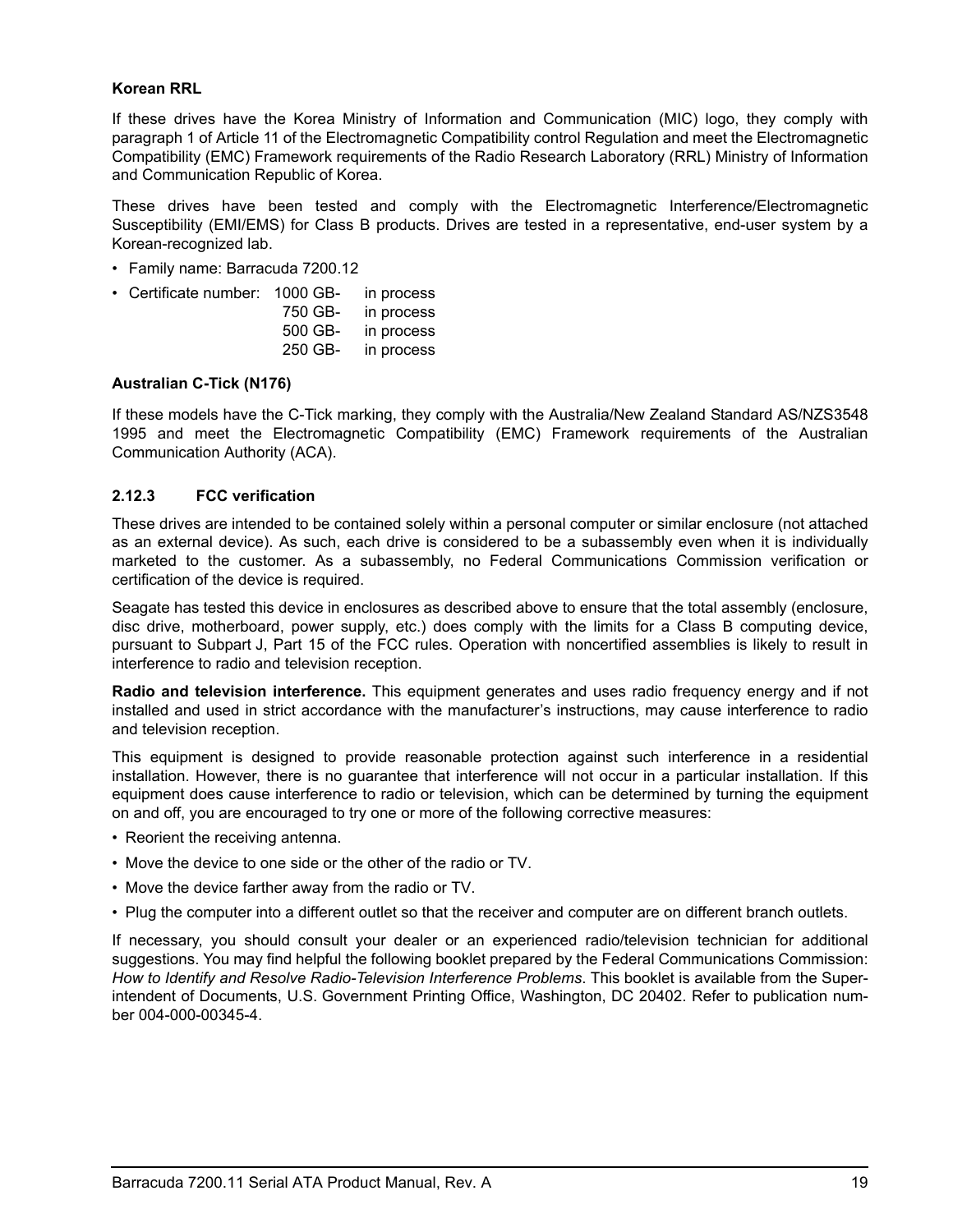**Korean RRL**

If these drives have the Korea Ministry of Information and Communication (MIC) logo, they comply with paragraph 1 of Article 11 of the Electromagnetic Compatibility control Regulation and meet the Electromagnetic Compatibility (EMC) Framework requirements of the Radio Research Laboratory (RRL) Ministry of Information and Communication Republic of Korea.

These drives have been tested and comply with the Electromagnetic Interference/Electromagnetic Susceptibility (EMI/EMS) for Class B products. Drives are tested in a representative, end-user system by a Korean-recognized lab.

- Family name: Barracuda 7200.12
- Certificate number: 1000 GB- in process
  750 GB- in process
  500 GB- in process
  250 GB- in process

**Australian C-Tick (N176)**

If these models have the C-Tick marking, they comply with the Australia/New Zealand Standard AS/NZS3548 1995 and meet the Electromagnetic Compatibility (EMC) Framework requirements of the Australian Communication Authority (ACA).

### 2.12.3 FCC verification

These drives are intended to be contained solely within a personal computer or similar enclosure (not attached as an external device). As such, each drive is considered to be a subassembly even when it is individually marketed to the customer. As a subassembly, no Federal Communications Commission verification or certification of the device is required.

Seagate has tested this device in enclosures as described above to ensure that the total assembly (enclosure, disc drive, motherboard, power supply, etc.) does comply with the limits for a Class B computing device, pursuant to Subpart J, Part 15 of the FCC rules. Operation with noncertified assemblies is likely to result in interference to radio and television reception.

**Radio and television interference.** This equipment generates and uses radio frequency energy and if not installed and used in strict accordance with the manufacturer’s instructions, may cause interference to radio and television reception.

This equipment is designed to provide reasonable protection against such interference in a residential installation. However, there is no guarantee that interference will not occur in a particular installation. If this equipment does cause interference to radio or television, which can be determined by turning the equipment on and off, you are encouraged to try one or more of the following corrective measures:

- Reorient the receiving antenna.
- Move the device to one side or the other of the radio or TV.
- Move the device farther away from the radio or TV.
- Plug the computer into a different outlet so that the receiver and computer are on different branch outlets.

If necessary, you should consult your dealer or an experienced radio/television technician for additional suggestions. You may find helpful the following booklet prepared by the Federal Communications Commission: *How to Identify and Resolve Radio-Television Interference Problems*. This booklet is available from the Superintendent of Documents, U.S. Government Printing Office, Washington, DC 20402. Refer to publication number 004-000-00345-4.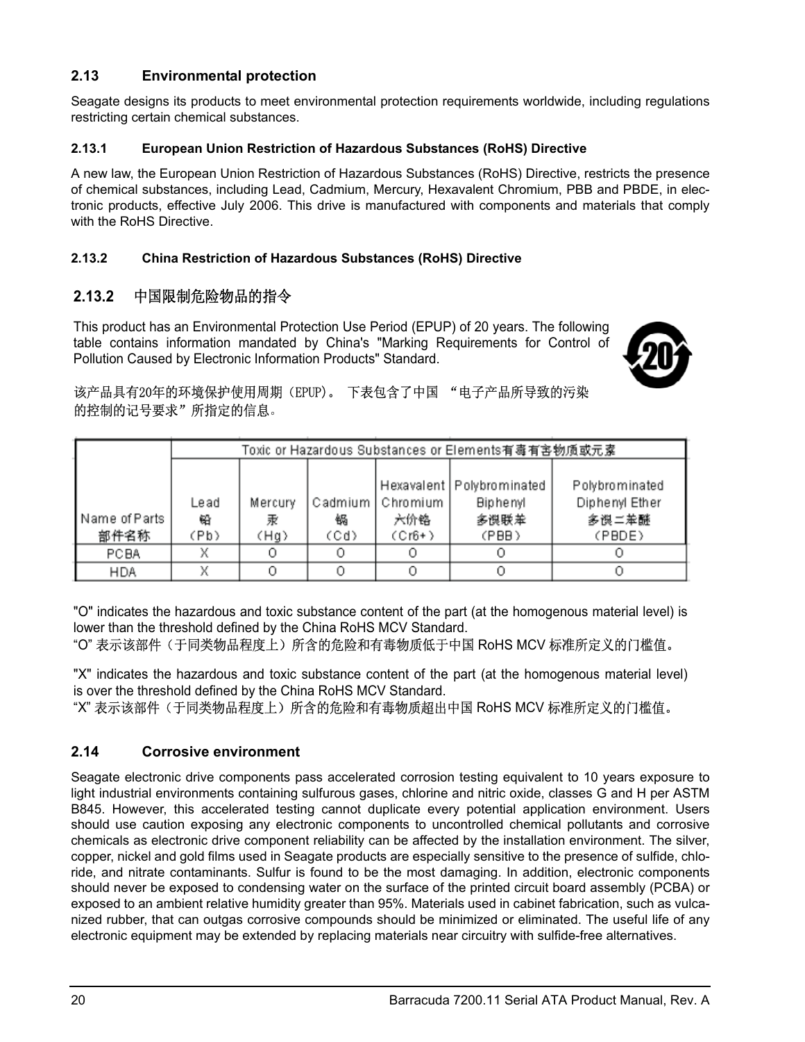### 2.13 Environmental protection

Seagate designs its products to meet environmental protection requirements worldwide, including regulations restricting certain chemical substances.

#### 2.13.1 European Union Restriction of Hazardous Substances (RoHS) Directive

A new law, the European Union Restriction of Hazardous Substances (RoHS) Directive, restricts the presence of chemical substances, including Lead, Cadmium, Mercury, Hexavalent Chromium, PBB and PBDE, in electronic products, effective July 2006. This drive is manufactured with components and materials that comply with the RoHS Directive.

#### 2.13.2 China Restriction of Hazardous Substances (RoHS) Directive

#### 2.13.2 中国限制危险物品的指令

This product has an Environmental Protection Use Period (EPUP) of 20 years. The following table contains information mandated by China's "Marking Requirements for Control of Pollution Caused by Electronic Information Products" Standard.

该产品具有20年的环境保护使用周期（EPUP）。 下表包含了中国 “电子产品所导致的污染的控制的记号要求”所指定的信息。

| Name of Parts 部件名称 | Toxic or Hazardous Substances or Elements有毒有害物质或元素 | | | | | |
|---|---|---|---|---|---|---|
| | Lead 铅 (Pb) | Mercury 汞 (Hg) | Cadmium 镉 (Cd) | Hexavalent Chromium 六价铬 (Cr6+) | Polybrominated Biphenyl 多溴联苯 (PBB) | Polybrominated Diphenyl Ether 多溴二苯醚 (PBDE) |
| PCBA | X | O | O | O | O | O |
| HDA | X | O | O | O | O | O |

"O" indicates the hazardous and toxic substance content of the part (at the homogenous material level) is lower than the threshold defined by the China RoHS MCV Standard.
“O” 表示该部件（于同类物品程度上）所含的危险和有毒物质低于中国 RoHS MCV 标准所定义的门槛值。

"X" indicates the hazardous and toxic substance content of the part (at the homogenous material level) is over the threshold defined by the China RoHS MCV Standard.
“X” 表示该部件（于同类物品程度上）所含的危险和有毒物质超出中国 RoHS MCV 标准所定义的门槛值。

### 2.14 Corrosive environment

Seagate electronic drive components pass accelerated corrosion testing equivalent to 10 years exposure to light industrial environments containing sulfurous gases, chlorine and nitric oxide, classes G and H per ASTM B845. However, this accelerated testing cannot duplicate every potential application environment. Users should use caution exposing any electronic components to uncontrolled chemical pollutants and corrosive chemicals as electronic drive component reliability can be affected by the installation environment. The silver, copper, nickel and gold films used in Seagate products are especially sensitive to the presence of sulfide, chloride, and nitrate contaminants. Sulfur is found to be the most damaging. In addition, electronic components should never be exposed to condensing water on the surface of the printed circuit board assembly (PCBA) or exposed to an ambient relative humidity greater than 95%. Materials used in cabinet fabrication, such as vulcanized rubber, that can outgas corrosive compounds should be minimized or eliminated. The useful life of any electronic equipment may be extended by replacing materials near circuitry with sulfide-free alternatives.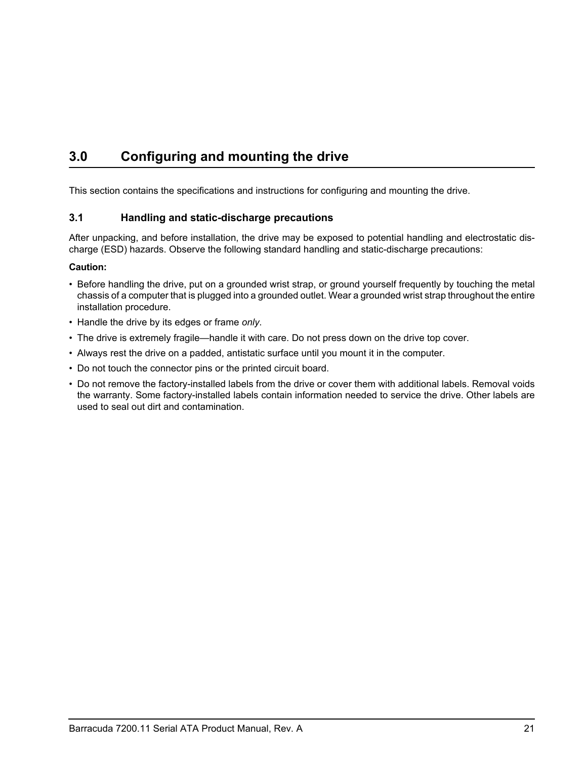# 3.0 Configuring and mounting the drive

This section contains the specifications and instructions for configuring and mounting the drive.

## 3.1 Handling and static-discharge precautions

After unpacking, and before installation, the drive may be exposed to potential handling and electrostatic discharge (ESD) hazards. Observe the following standard handling and static-discharge precautions:

**Caution:**

- Before handling the drive, put on a grounded wrist strap, or ground yourself frequently by touching the metal chassis of a computer that is plugged into a grounded outlet. Wear a grounded wrist strap throughout the entire installation procedure.
- Handle the drive by its edges or frame *only*.
- The drive is extremely fragile—handle it with care. Do not press down on the drive top cover.
- Always rest the drive on a padded, antistatic surface until you mount it in the computer.
- Do not touch the connector pins or the printed circuit board.
- Do not remove the factory-installed labels from the drive or cover them with additional labels. Removal voids the warranty. Some factory-installed labels contain information needed to service the drive. Other labels are used to seal out dirt and contamination.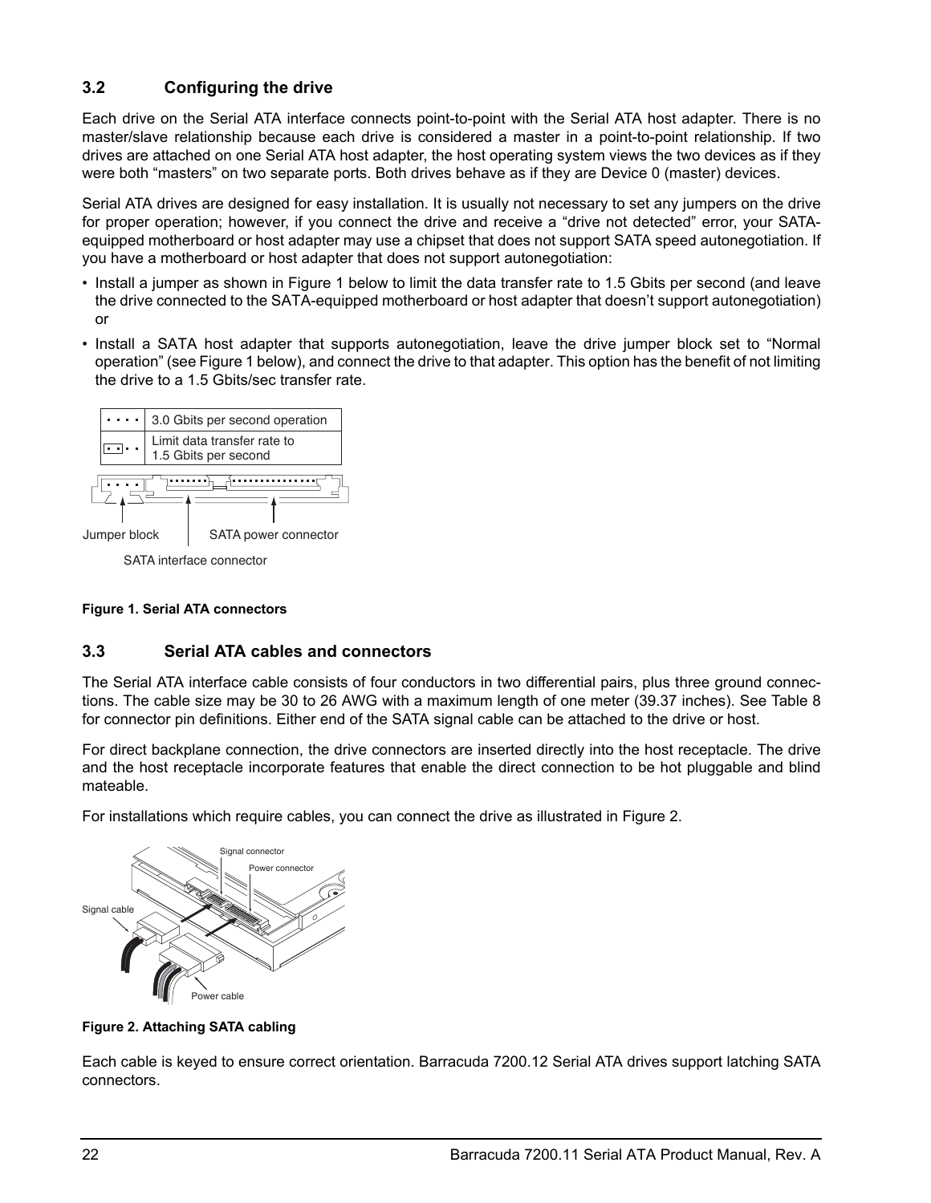### 3.2 Configuring the drive

Each drive on the Serial ATA interface connects point-to-point with the Serial ATA host adapter. There is no master/slave relationship because each drive is considered a master in a point-to-point relationship. If two drives are attached on one Serial ATA host adapter, the host operating system views the two devices as if they were both “masters” on two separate ports. Both drives behave as if they are Device 0 (master) devices.

Serial ATA drives are designed for easy installation. It is usually not necessary to set any jumpers on the drive for proper operation; however, if you connect the drive and receive a “drive not detected” error, your SATA-equipped motherboard or host adapter may use a chipset that does not support SATA speed autonegotiation. If you have a motherboard or host adapter that does not support autonegotiation:

- Install a jumper as shown in Figure 1 below to limit the data transfer rate to 1.5 Gbits per second (and leave the drive connected to the SATA-equipped motherboard or host adapter that doesn’t support autonegotiation) or
- Install a SATA host adapter that supports autonegotiation, leave the drive jumper block set to “Normal operation” (see Figure 1 below), and connect the drive to that adapter. This option has the benefit of not limiting the drive to a 1.5 Gbits/sec transfer rate.

| | |
|---|---|
| · · · · | 3.0 Gbits per second operation |
| [· ·] · · | Limit data transfer rate to 1.5 Gbits per second |

Jumper block

SATA power connector

SATA interface connector

**Figure 1. Serial ATA connectors**

### 3.3 Serial ATA cables and connectors

The Serial ATA interface cable consists of four conductors in two differential pairs, plus three ground connections. The cable size may be 30 to 26 AWG with a maximum length of one meter (39.37 inches). See Table 8 for connector pin definitions. Either end of the SATA signal cable can be attached to the drive or host.

For direct backplane connection, the drive connectors are inserted directly into the host receptacle. The drive and the host receptacle incorporate features that enable the direct connection to be hot pluggable and blind mateable.

For installations which require cables, you can connect the drive as illustrated in Figure 2.

Signal connector

Power connector

Signal cable

Power cable

**Figure 2. Attaching SATA cabling**

Each cable is keyed to ensure correct orientation. Barracuda 7200.12 Serial ATA drives support latching SATA connectors.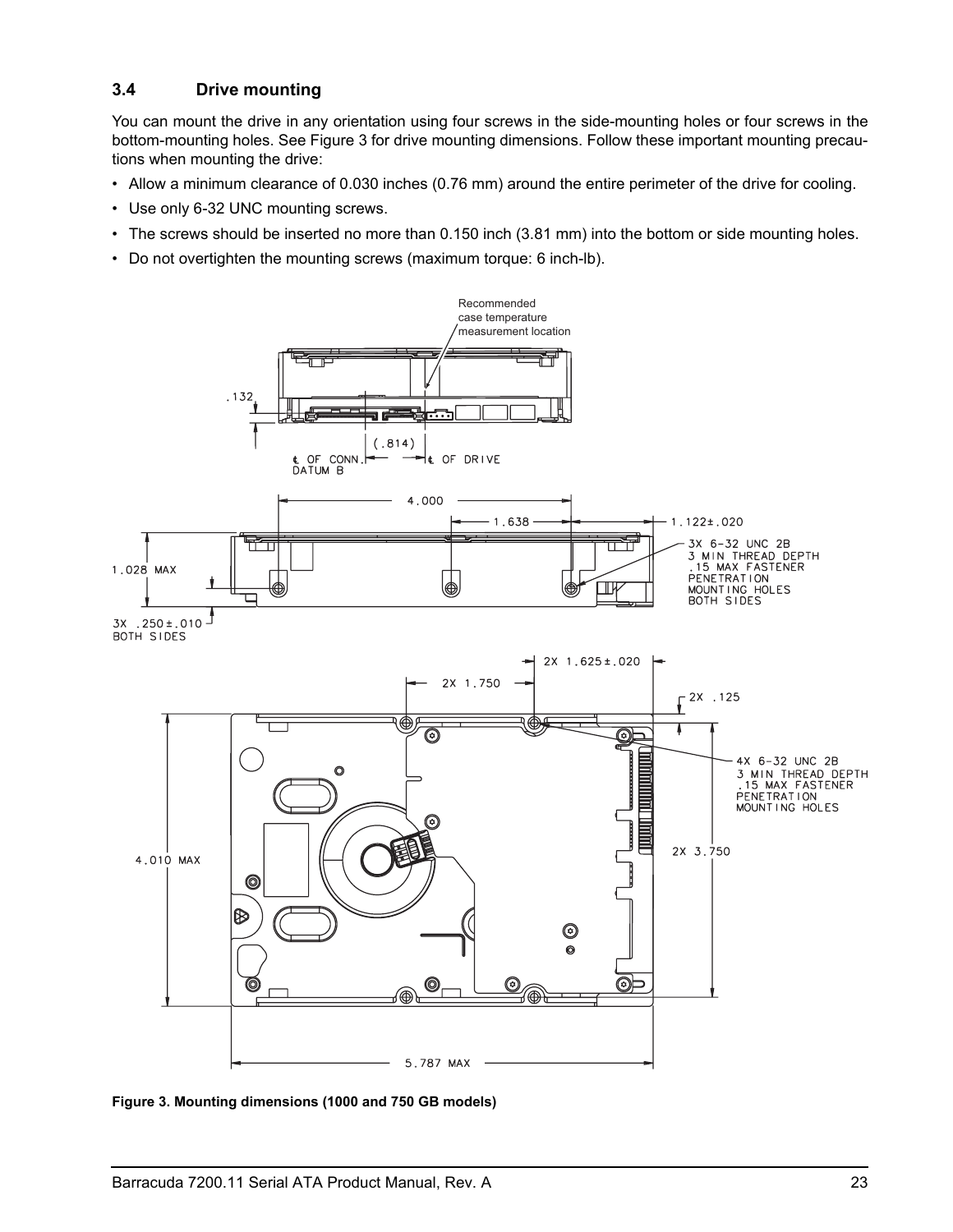### 3.4 Drive mounting

You can mount the drive in any orientation using four screws in the side-mounting holes or four screws in the bottom-mounting holes. See Figure 3 for drive mounting dimensions. Follow these important mounting precautions when mounting the drive:

- Allow a minimum clearance of 0.030 inches (0.76 mm) around the entire perimeter of the drive for cooling.
- Use only 6-32 UNC mounting screws.
- The screws should be inserted no more than 0.150 inch (3.81 mm) into the bottom or side mounting holes.
- Do not overtighten the mounting screws (maximum torque: 6 inch-lb).

**Figure 3. Mounting dimensions (1000 and 750 GB models)**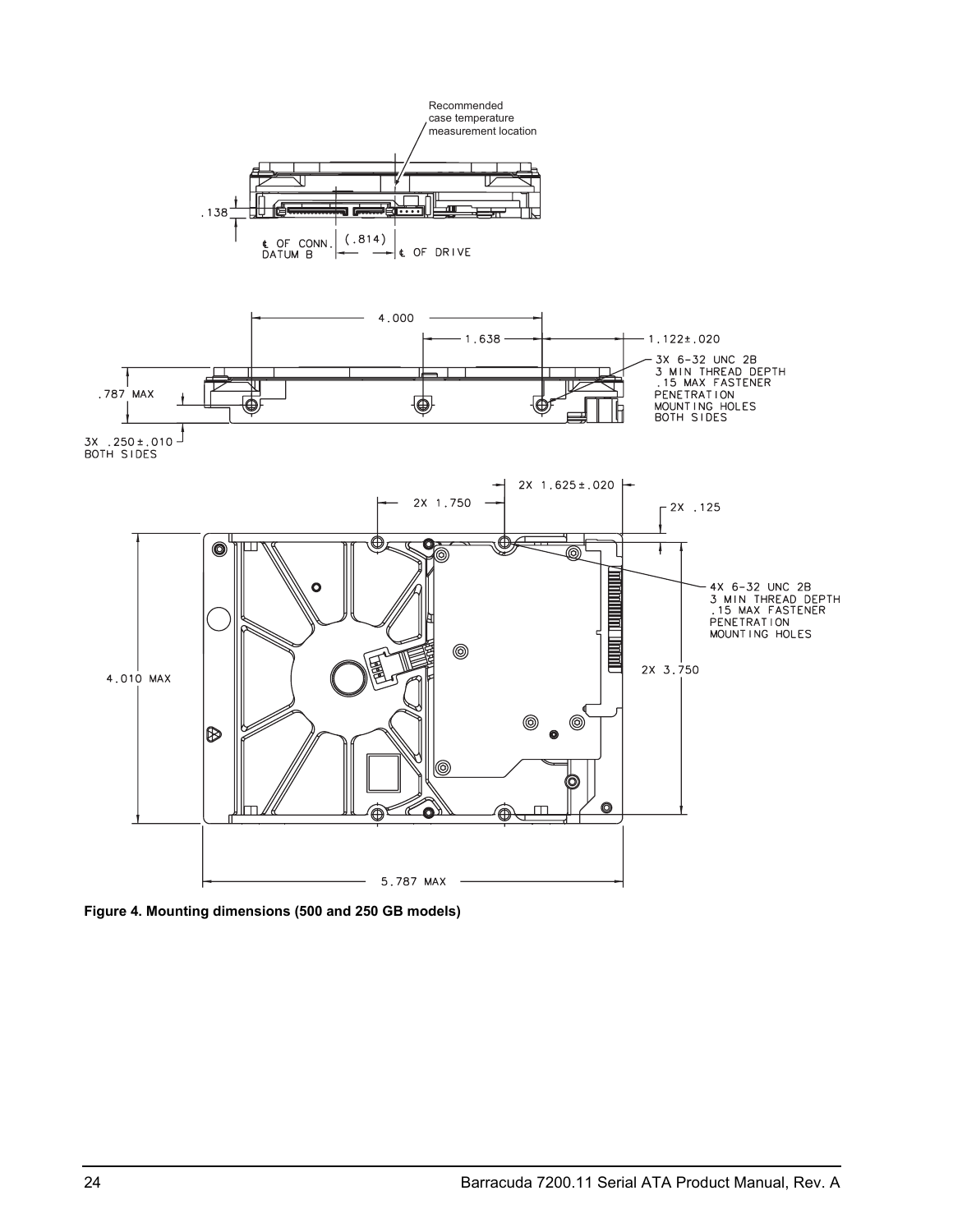Recommended case temperature measurement location

.138

℄ OF CONN. DATUM B

(.814)

℄ OF DRIVE

4.000

1.638

1.122±.020

3X 6-32 UNC 2B
3 MIN THREAD DEPTH
.15 MAX FASTENER
PENETRATION
MOUNTING HOLES
BOTH SIDES

.787 MAX

3X .250±.010
BOTH SIDES

2X 1.625±.020

2X 1.750

2X .125

4X 6-32 UNC 2B
3 MIN THREAD DEPTH
.15 MAX FASTENER
PENETRATION
MOUNTING HOLES

4.010 MAX

2X 3.750

5.787 MAX

**Figure 4. Mounting dimensions (500 and 250 GB models)**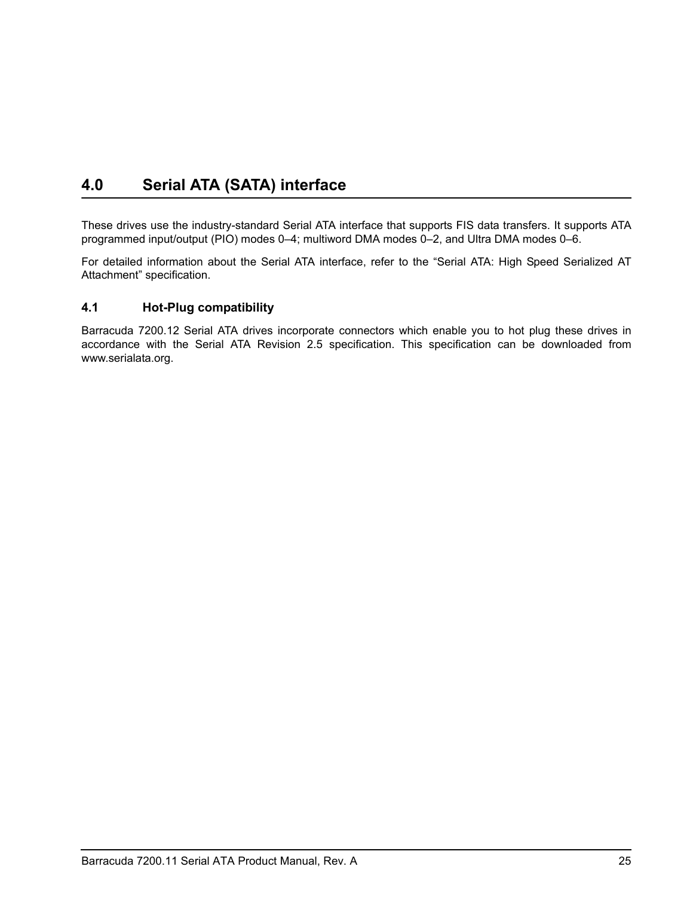# 4.0 Serial ATA (SATA) interface

These drives use the industry-standard Serial ATA interface that supports FIS data transfers. It supports ATA programmed input/output (PIO) modes 0–4; multiword DMA modes 0–2, and Ultra DMA modes 0–6.

For detailed information about the Serial ATA interface, refer to the “Serial ATA: High Speed Serialized AT Attachment” specification.

## 4.1 Hot-Plug compatibility

Barracuda 7200.12 Serial ATA drives incorporate connectors which enable you to hot plug these drives in accordance with the Serial ATA Revision 2.5 specification. This specification can be downloaded from www.serialata.org.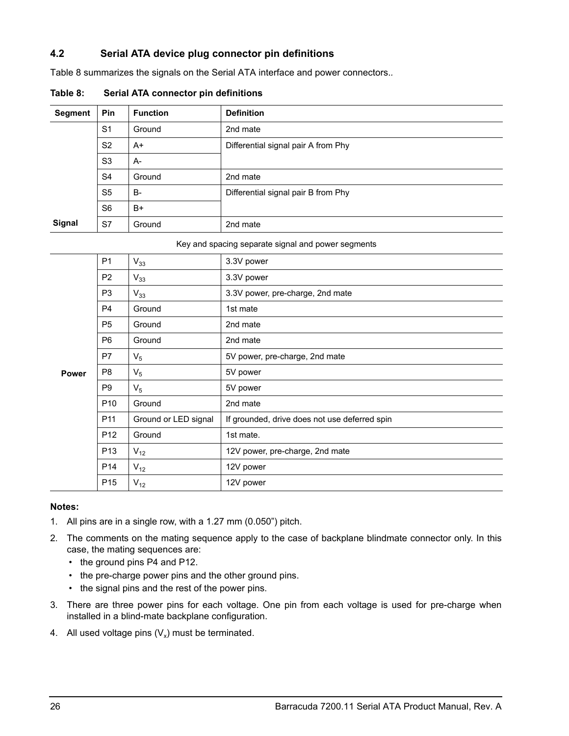## 4.2 Serial ATA device plug connector pin definitions

Table 8 summarizes the signals on the Serial ATA interface and power connectors..

**Table 8: Serial ATA connector pin definitions**

| Segment | Pin | Function | Definition |
|---|---|---|---|
| Signal | S1 | Ground | 2nd mate |
| | S2 | A+ | Differential signal pair A from Phy |
| | S3 | A- | |
| | S4 | Ground | 2nd mate |
| | S5 | B- | Differential signal pair B from Phy |
| | S6 | B+ | |
| | S7 | Ground | 2nd mate |
| Key and spacing separate signal and power segments | | | |
| Power | P1 | $V_{33}$ | 3.3V power |
| | P2 | $V_{33}$ | 3.3V power |
| | P3 | $V_{33}$ | 3.3V power, pre-charge, 2nd mate |
| | P4 | Ground | 1st mate |
| | P5 | Ground | 2nd mate |
| | P6 | Ground | 2nd mate |
| | P7 | $V_5$ | 5V power, pre-charge, 2nd mate |
| | P8 | $V_5$ | 5V power |
| | P9 | $V_5$ | 5V power |
| | P10 | Ground | 2nd mate |
| | P11 | Ground or LED signal | If grounded, drive does not use deferred spin |
| | P12 | Ground | 1st mate. |
| | P13 | $V_{12}$ | 12V power, pre-charge, 2nd mate |
| | P14 | $V_{12}$ | 12V power |
| | P15 | $V_{12}$ | 12V power |

**Notes:**

1. All pins are in a single row, with a 1.27 mm (0.050") pitch.
2. The comments on the mating sequence apply to the case of backplane blindmate connector only. In this case, the mating sequences are:
   - the ground pins P4 and P12.
   - the pre-charge power pins and the other ground pins.
   - the signal pins and the rest of the power pins.
3. There are three power pins for each voltage. One pin from each voltage is used for pre-charge when installed in a blind-mate backplane configuration.
4. All used voltage pins ($V_x$) must be terminated.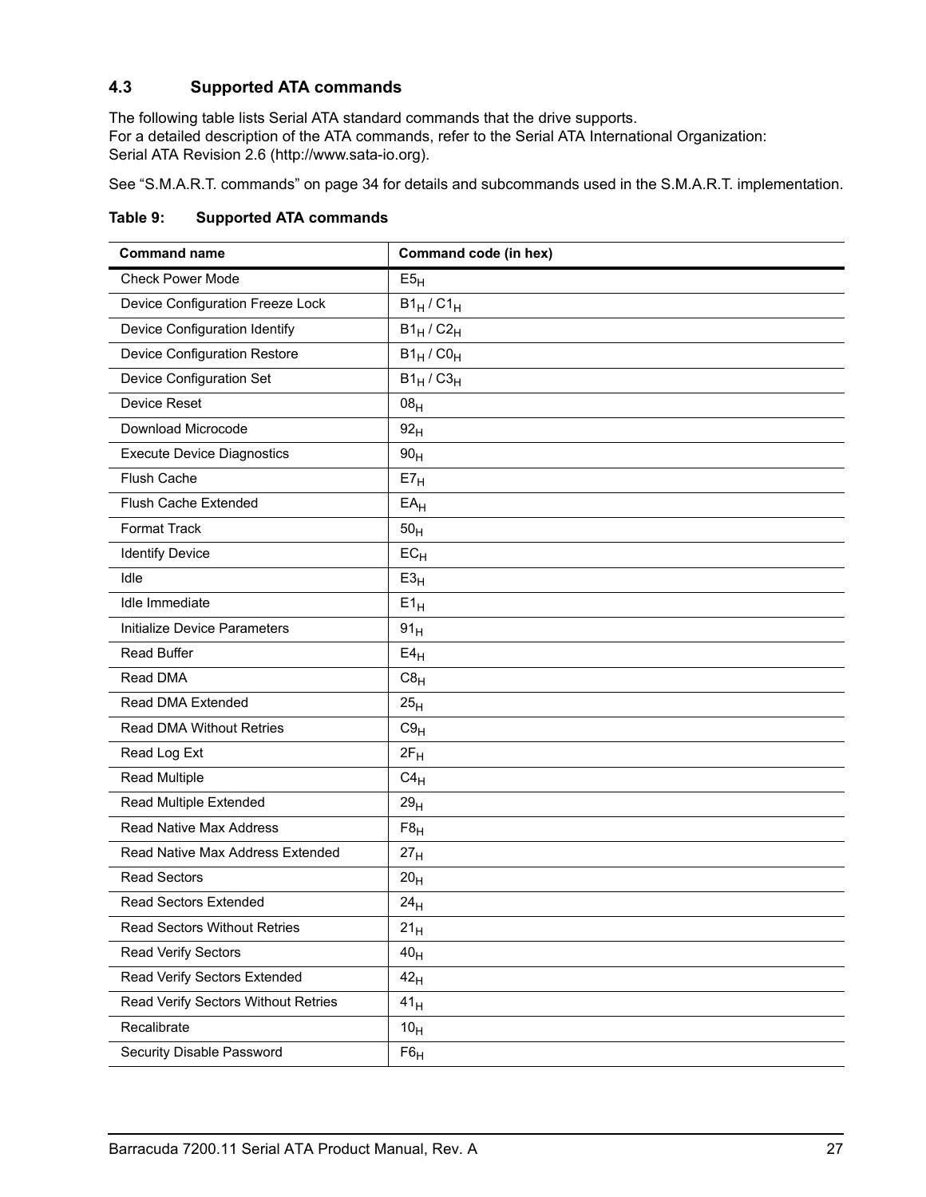## 4.3 Supported ATA commands

The following table lists Serial ATA standard commands that the drive supports.
For a detailed description of the ATA commands, refer to the Serial ATA International Organization:
Serial ATA Revision 2.6 (http://www.sata-io.org).

See “S.M.A.R.T. commands” on page 34 for details and subcommands used in the S.M.A.R.T. implementation.

**Table 9: Supported ATA commands**

| Command name | Command code (in hex) |
|---|---|
| Check Power Mode | $E5_H$ |
| Device Configuration Freeze Lock | $B1_H$ / $C1_H$ |
| Device Configuration Identify | $B1_H$ / $C2_H$ |
| Device Configuration Restore | $B1_H$ / $C0_H$ |
| Device Configuration Set | $B1_H$ / $C3_H$ |
| Device Reset | $08_H$ |
| Download Microcode | $92_H$ |
| Execute Device Diagnostics | $90_H$ |
| Flush Cache | $E7_H$ |
| Flush Cache Extended | $EA_H$ |
| Format Track | $50_H$ |
| Identify Device | $EC_H$ |
| Idle | $E3_H$ |
| Idle Immediate | $E1_H$ |
| Initialize Device Parameters | $91_H$ |
| Read Buffer | $E4_H$ |
| Read DMA | $C8_H$ |
| Read DMA Extended | $25_H$ |
| Read DMA Without Retries | $C9_H$ |
| Read Log Ext | $2F_H$ |
| Read Multiple | $C4_H$ |
| Read Multiple Extended | $29_H$ |
| Read Native Max Address | $F8_H$ |
| Read Native Max Address Extended | $27_H$ |
| Read Sectors | $20_H$ |
| Read Sectors Extended | $24_H$ |
| Read Sectors Without Retries | $21_H$ |
| Read Verify Sectors | $40_H$ |
| Read Verify Sectors Extended | $42_H$ |
| Read Verify Sectors Without Retries | $41_H$ |
| Recalibrate | $10_H$ |
| Security Disable Password | $F6_H$ |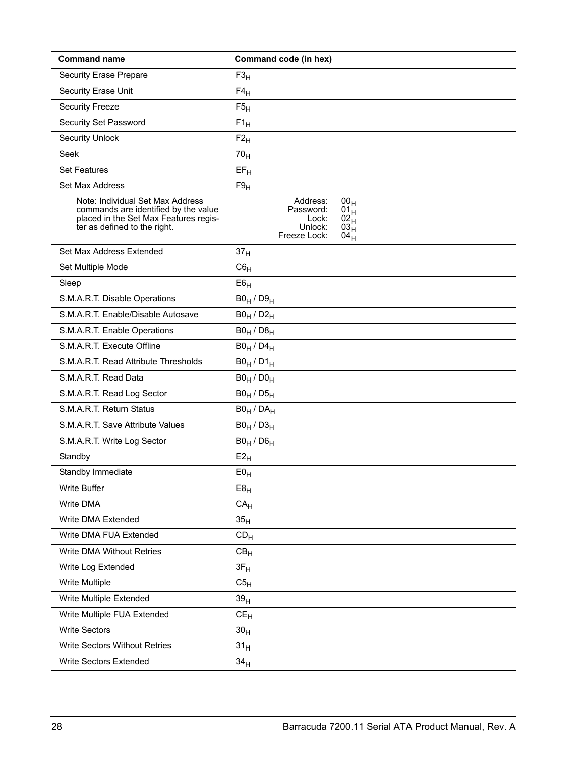| Command name | Command code (in hex) |
| --- | --- |
| Security Erase Prepare | $F3_H$ |
| Security Erase Unit | $F4_H$ |
| Security Freeze | $F5_H$ |
| Security Set Password | $F1_H$ |
| Security Unlock | $F2_H$ |
| Seek | $70_H$ |
| Set Features | $EF_H$ |
| Set Max Address<br><br>Note: Individual Set Max Address commands are identified by the value placed in the Set Max Features register as defined to the right. | $F9_H$<br><br>Address: $00_H$<br>Password: $01_H$<br>Lock: $02_H$<br>Unlock: $03_H$<br>Freeze Lock: $04_H$ |
| Set Max Address Extended | $37_H$ |
| Set Multiple Mode | $C6_H$ |
| Sleep | $E6_H$ |
| S.M.A.R.T. Disable Operations | $B0_H$ / $D9_H$ |
| S.M.A.R.T. Enable/Disable Autosave | $B0_H$ / $D2_H$ |
| S.M.A.R.T. Enable Operations | $B0_H$ / $D8_H$ |
| S.M.A.R.T. Execute Offline | $B0_H$ / $D4_H$ |
| S.M.A.R.T. Read Attribute Thresholds | $B0_H$ / $D1_H$ |
| S.M.A.R.T. Read Data | $B0_H$ / $D0_H$ |
| S.M.A.R.T. Read Log Sector | $B0_H$ / $D5_H$ |
| S.M.A.R.T. Return Status | $B0_H$ / $DA_H$ |
| S.M.A.R.T. Save Attribute Values | $B0_H$ / $D3_H$ |
| S.M.A.R.T. Write Log Sector | $B0_H$ / $D6_H$ |
| Standby | $E2_H$ |
| Standby Immediate | $E0_H$ |
| Write Buffer | $E8_H$ |
| Write DMA | $CA_H$ |
| Write DMA Extended | $35_H$ |
| Write DMA FUA Extended | $CD_H$ |
| Write DMA Without Retries | $CB_H$ |
| Write Log Extended | $3F_H$ |
| Write Multiple | $C5_H$ |
| Write Multiple Extended | $39_H$ |
| Write Multiple FUA Extended | $CE_H$ |
| Write Sectors | $30_H$ |
| Write Sectors Without Retries | $31_H$ |
| Write Sectors Extended | $34_H$ |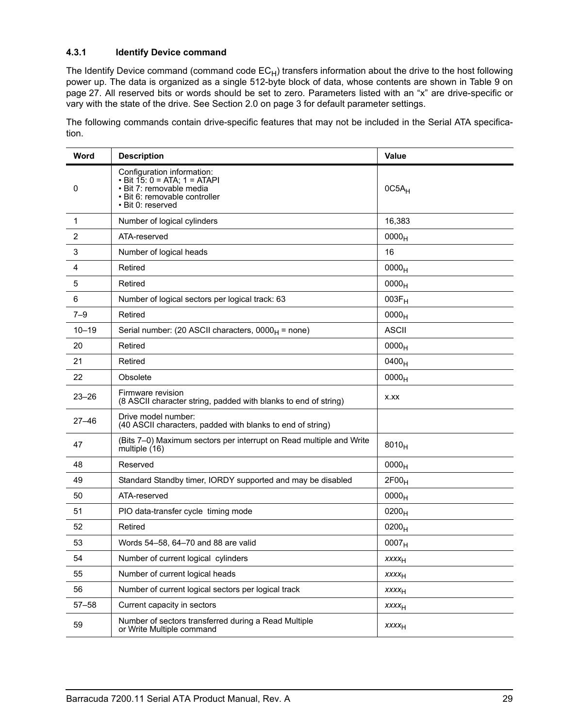### 4.3.1 Identify Device command

The Identify Device command (command code $EC_H$) transfers information about the drive to the host following power up. The data is organized as a single 512-byte block of data, whose contents are shown in Table 9 on page 27. All reserved bits or words should be set to zero. Parameters listed with an "x" are drive-specific or vary with the state of the drive. See Section 2.0 on page 3 for default parameter settings.

The following commands contain drive-specific features that may not be included in the Serial ATA specification.

| Word | Description | Value |
|---|---|---|
| 0 | Configuration information:<br>• Bit 15: 0 = ATA; 1 = ATAPI<br>• Bit 7: removable media<br>• Bit 6: removable controller<br>• Bit 0: reserved | $0C5A_H$ |
| 1 | Number of logical cylinders | 16,383 |
| 2 | ATA-reserved | $0000_H$ |
| 3 | Number of logical heads | 16 |
| 4 | Retired | $0000_H$ |
| 5 | Retired | $0000_H$ |
| 6 | Number of logical sectors per logical track: 63 | $003F_H$ |
| 7–9 | Retired | $0000_H$ |
| 10–19 | Serial number: (20 ASCII characters, $0000_H$ = none) | ASCII |
| 20 | Retired | $0000_H$ |
| 21 | Retired | $0400_H$ |
| 22 | Obsolete | $0000_H$ |
| 23–26 | Firmware revision<br>(8 ASCII character string, padded with blanks to end of string) | x.xx |
| 27–46 | Drive model number:<br>(40 ASCII characters, padded with blanks to end of string) | |
| 47 | (Bits 7–0) Maximum sectors per interrupt on Read multiple and Write multiple (16) | $8010_H$ |
| 48 | Reserved | $0000_H$ |
| 49 | Standard Standby timer, IORDY supported and may be disabled | $2F00_H$ |
| 50 | ATA-reserved | $0000_H$ |
| 51 | PIO data-transfer cycle timing mode | $0200_H$ |
| 52 | Retired | $0200_H$ |
| 53 | Words 54–58, 64–70 and 88 are valid | $0007_H$ |
| 54 | Number of current logical cylinders | $xxxx_H$ |
| 55 | Number of current logical heads | $xxxx_H$ |
| 56 | Number of current logical sectors per logical track | $xxxx_H$ |
| 57–58 | Current capacity in sectors | $xxxx_H$ |
| 59 | Number of sectors transferred during a Read Multiple or Write Multiple command | $xxxx_H$ |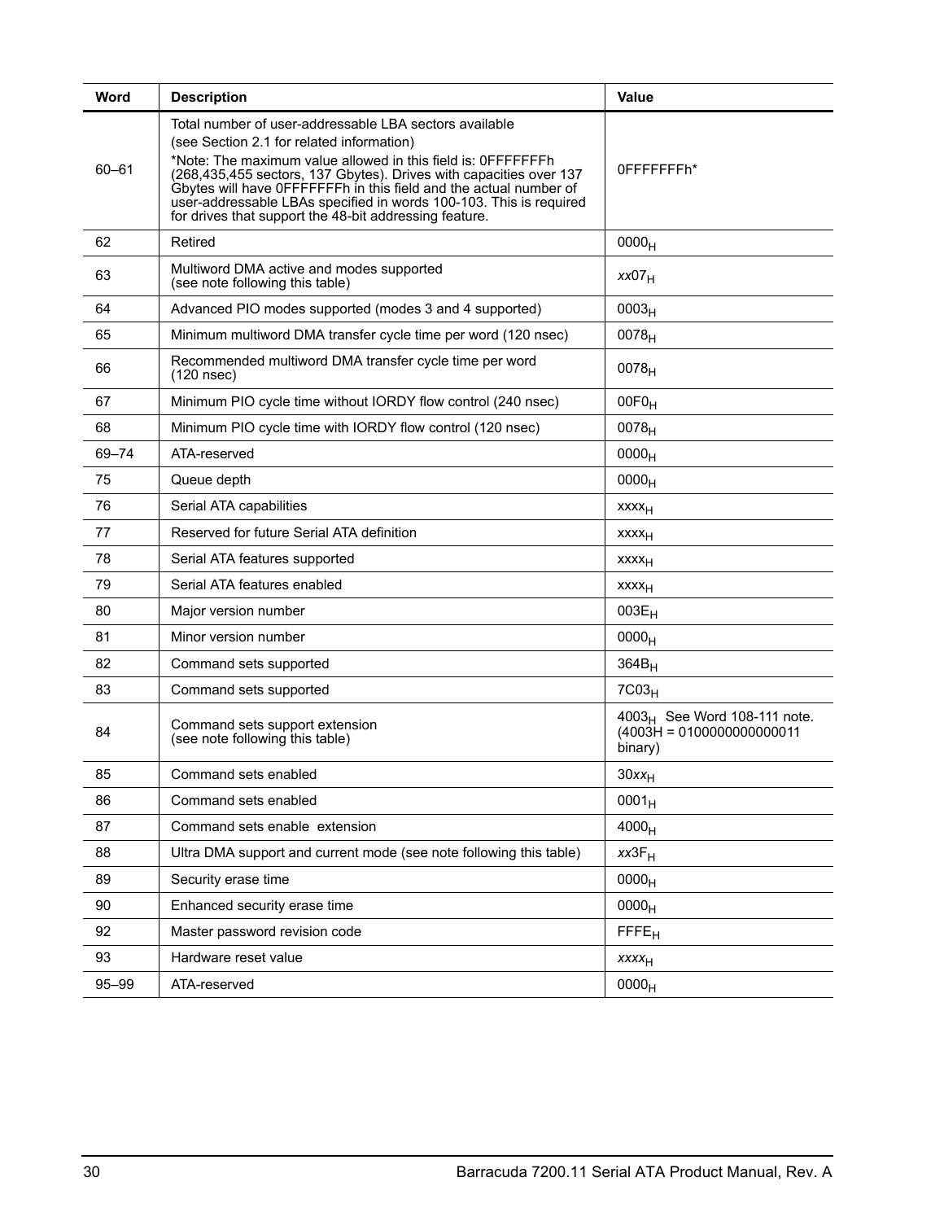| Word | Description | Value |
|---|---|---|
| 60–61 | Total number of user-addressable LBA sectors available (see Section 2.1 for related information) *Note: The maximum value allowed in this field is: 0FFFFFFFh (268,435,455 sectors, 137 Gbytes). Drives with capacities over 137 Gbytes will have 0FFFFFFFh in this field and the actual number of user-addressable LBAs specified in words 100-103. This is required for drives that support the 48-bit addressing feature. | 0FFFFFFFh* |
| 62 | Retired | $0000_H$ |
| 63 | Multiword DMA active and modes supported (see note following this table) | $xx07_H$ |
| 64 | Advanced PIO modes supported (modes 3 and 4 supported) | $0003_H$ |
| 65 | Minimum multiword DMA transfer cycle time per word (120 nsec) | $0078_H$ |
| 66 | Recommended multiword DMA transfer cycle time per word (120 nsec) | $0078_H$ |
| 67 | Minimum PIO cycle time without IORDY flow control (240 nsec) | $00F0_H$ |
| 68 | Minimum PIO cycle time with IORDY flow control (120 nsec) | $0078_H$ |
| 69–74 | ATA-reserved | $0000_H$ |
| 75 | Queue depth | $0000_H$ |
| 76 | Serial ATA capabilities | $xxxx_H$ |
| 77 | Reserved for future Serial ATA definition | $xxxx_H$ |
| 78 | Serial ATA features supported | $xxxx_H$ |
| 79 | Serial ATA features enabled | $xxxx_H$ |
| 80 | Major version number | $003E_H$ |
| 81 | Minor version number | $0000_H$ |
| 82 | Command sets supported | $364B_H$ |
| 83 | Command sets supported | $7C03_H$ |
| 84 | Command sets support extension (see note following this table) | $4003_H$ See Word 108-111 note. (4003H = 0100000000000011 binary) |
| 85 | Command sets enabled | $30xx_H$ |
| 86 | Command sets enabled | $0001_H$ |
| 87 | Command sets enable extension | $4000_H$ |
| 88 | Ultra DMA support and current mode (see note following this table) | $xx3F_H$ |
| 89 | Security erase time | $0000_H$ |
| 90 | Enhanced security erase time | $0000_H$ |
| 92 | Master password revision code | $FFFE_H$ |
| 93 | Hardware reset value | $xxxx_H$ |
| 95–99 | ATA-reserved | $0000_H$ |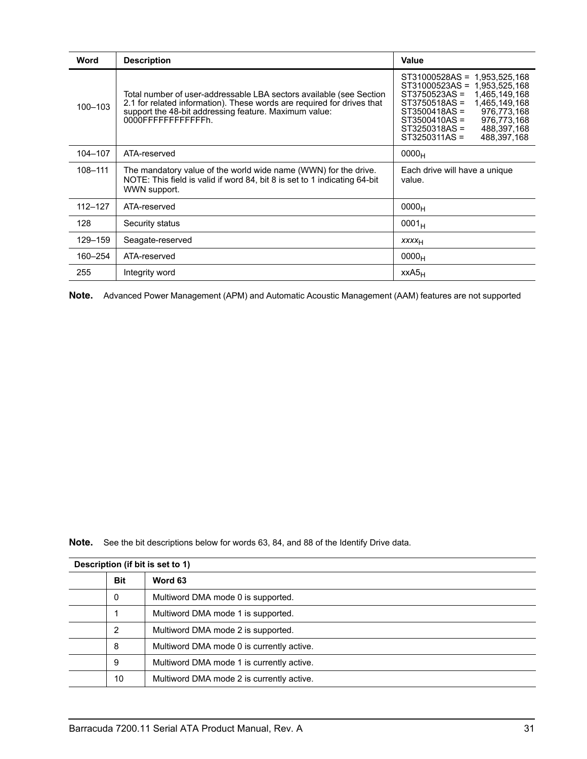| Word | Description | Value |
| --- | --- | --- |
| 100–103 | Total number of user-addressable LBA sectors available (see Section 2.1 for related information). These words are required for drives that support the 48-bit addressing feature. Maximum value: 0000FFFFFFFFFFFFh. | ST31000528AS = 1,953,525,168<br>ST31000523AS = 1,953,525,168<br>ST3750523AS = 1,465,149,168<br>ST3750518AS = 1,465,149,168<br>ST3500418AS = 976,773,168<br>ST3500410AS = 976,773,168<br>ST3250318AS = 488,397,168<br>ST3250311AS = 488,397,168 |
| 104–107 | ATA-reserved | $0000_H$ |
| 108–111 | The mandatory value of the world wide name (WWN) for the drive. NOTE: This field is valid if word 84, bit 8 is set to 1 indicating 64-bit WWN support. | Each drive will have a unique value. |
| 112–127 | ATA-reserved | $0000_H$ |
| 128 | Security status | $0001_H$ |
| 129–159 | Seagate-reserved | *xxxx*$_H$ |
| 160–254 | ATA-reserved | $0000_H$ |
| 255 | Integrity word | $xxA5_H$ |

**Note.** Advanced Power Management (APM) and Automatic Acoustic Management (AAM) features are not supported

**Note.** See the bit descriptions below for words 63, 84, and 88 of the Identify Drive data.

| Description (if bit is set to 1) | | |
| --- | --- | --- |
| | **Bit** | **Word 63** |
| | 0 | Multiword DMA mode 0 is supported. |
| | 1 | Multiword DMA mode 1 is supported. |
| | 2 | Multiword DMA mode 2 is supported. |
| | 8 | Multiword DMA mode 0 is currently active. |
| | 9 | Multiword DMA mode 1 is currently active. |
| | 10 | Multiword DMA mode 2 is currently active. |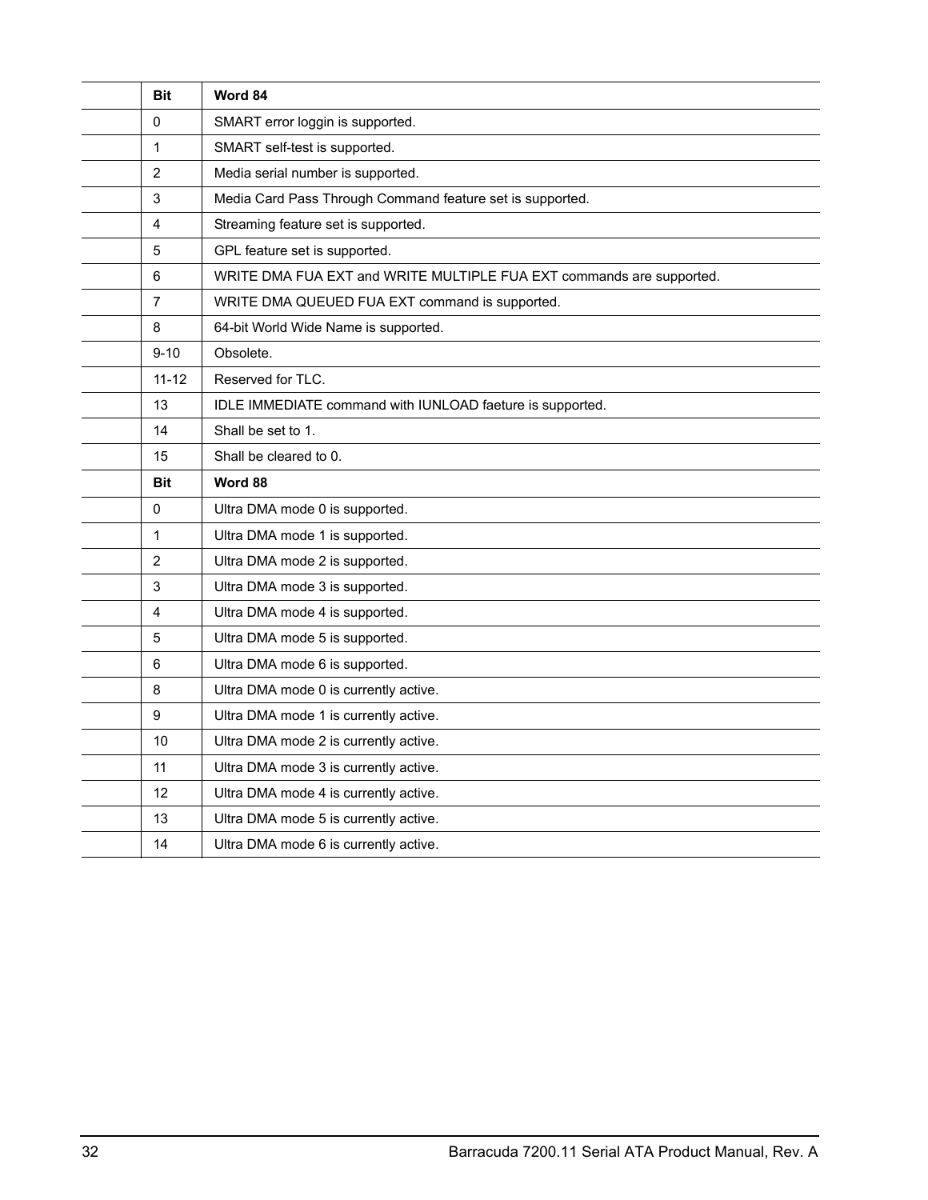| Bit | Word 84 |
|---|---|
| 0 | SMART error loggin is supported. |
| 1 | SMART self-test is supported. |
| 2 | Media serial number is supported. |
| 3 | Media Card Pass Through Command feature set is supported. |
| 4 | Streaming feature set is supported. |
| 5 | GPL feature set is supported. |
| 6 | WRITE DMA FUA EXT and WRITE MULTIPLE FUA EXT commands are supported. |
| 7 | WRITE DMA QUEUED FUA EXT command is supported. |
| 8 | 64-bit World Wide Name is supported. |
| 9-10 | Obsolete. |
| 11-12 | Reserved for TLC. |
| 13 | IDLE IMMEDIATE command with IUNLOAD faeture is supported. |
| 14 | Shall be set to 1. |
| 15 | Shall be cleared to 0. |
| **Bit** | **Word 88** |
| 0 | Ultra DMA mode 0 is supported. |
| 1 | Ultra DMA mode 1 is supported. |
| 2 | Ultra DMA mode 2 is supported. |
| 3 | Ultra DMA mode 3 is supported. |
| 4 | Ultra DMA mode 4 is supported. |
| 5 | Ultra DMA mode 5 is supported. |
| 6 | Ultra DMA mode 6 is supported. |
| 8 | Ultra DMA mode 0 is currently active. |
| 9 | Ultra DMA mode 1 is currently active. |
| 10 | Ultra DMA mode 2 is currently active. |
| 11 | Ultra DMA mode 3 is currently active. |
| 12 | Ultra DMA mode 4 is currently active. |
| 13 | Ultra DMA mode 5 is currently active. |
| 14 | Ultra DMA mode 6 is currently active. |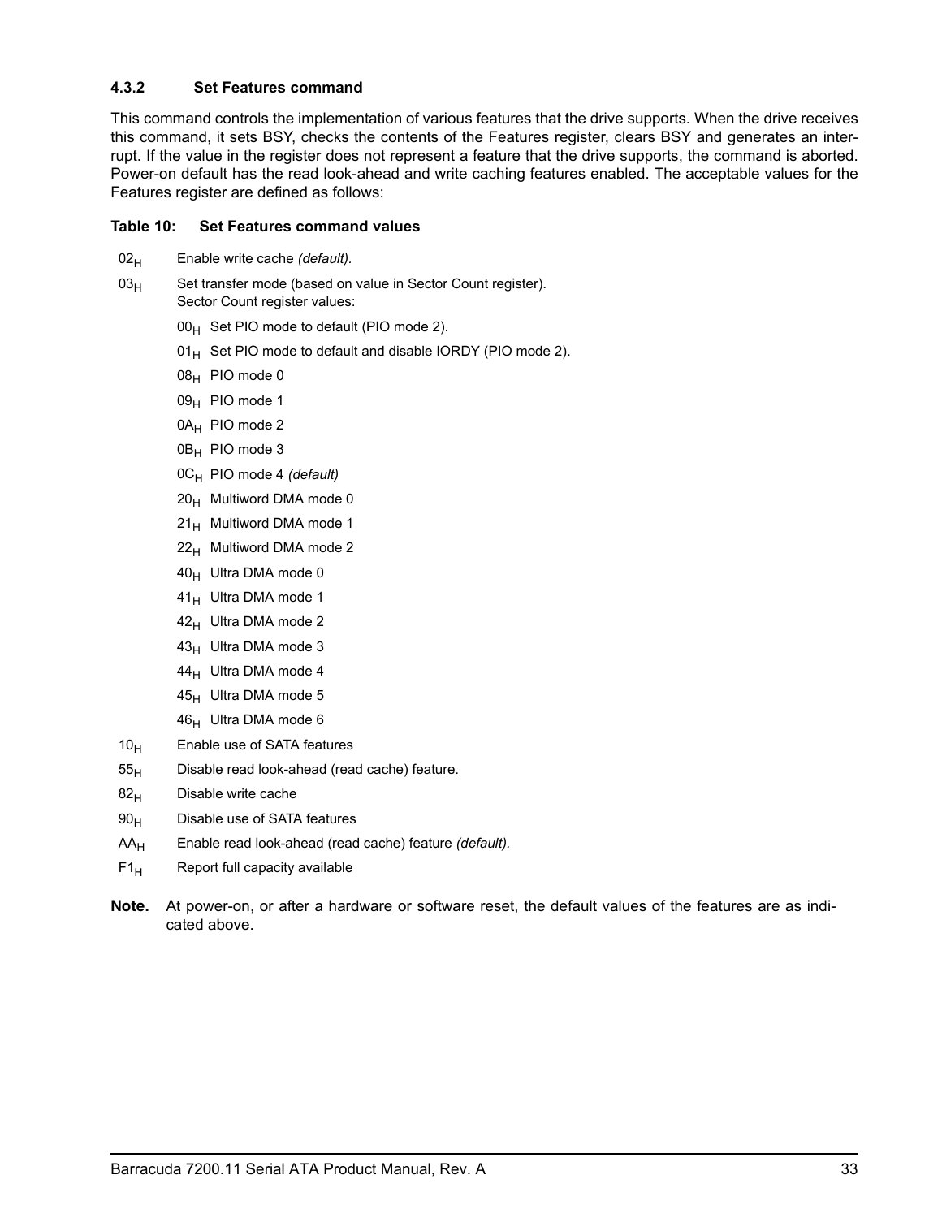### 4.3.2 Set Features command

This command controls the implementation of various features that the drive supports. When the drive receives this command, it sets BSY, checks the contents of the Features register, clears BSY and generates an interrupt. If the value in the register does not represent a feature that the drive supports, the command is aborted. Power-on default has the read look-ahead and write caching features enabled. The acceptable values for the Features register are defined as follows:

**Table 10: Set Features command values**

| | |
|---|---|
| $02_H$ | Enable write cache *(default).* |
| $03_H$ | Set transfer mode (based on value in Sector Count register).<br>Sector Count register values:<br>$00_H$ Set PIO mode to default (PIO mode 2).<br>$01_H$ Set PIO mode to default and disable IORDY (PIO mode 2).<br>$08_H$ PIO mode 0<br>$09_H$ PIO mode 1<br>$0A_H$ PIO mode 2<br>$0B_H$ PIO mode 3<br>$0C_H$ PIO mode 4 *(default)*<br>$20_H$ Multiword DMA mode 0<br>$21_H$ Multiword DMA mode 1<br>$22_H$ Multiword DMA mode 2<br>$40_H$ Ultra DMA mode 0<br>$41_H$ Ultra DMA mode 1<br>$42_H$ Ultra DMA mode 2<br>$43_H$ Ultra DMA mode 3<br>$44_H$ Ultra DMA mode 4<br>$45_H$ Ultra DMA mode 5<br>$46_H$ Ultra DMA mode 6 |
| $10_H$ | Enable use of SATA features |
| $55_H$ | Disable read look-ahead (read cache) feature. |
| $82_H$ | Disable write cache |
| $90_H$ | Disable use of SATA features |
| $AA_H$ | Enable read look-ahead (read cache) feature *(default).* |
| $F1_H$ | Report full capacity available |

**Note.** At power-on, or after a hardware or software reset, the default values of the features are as indicated above.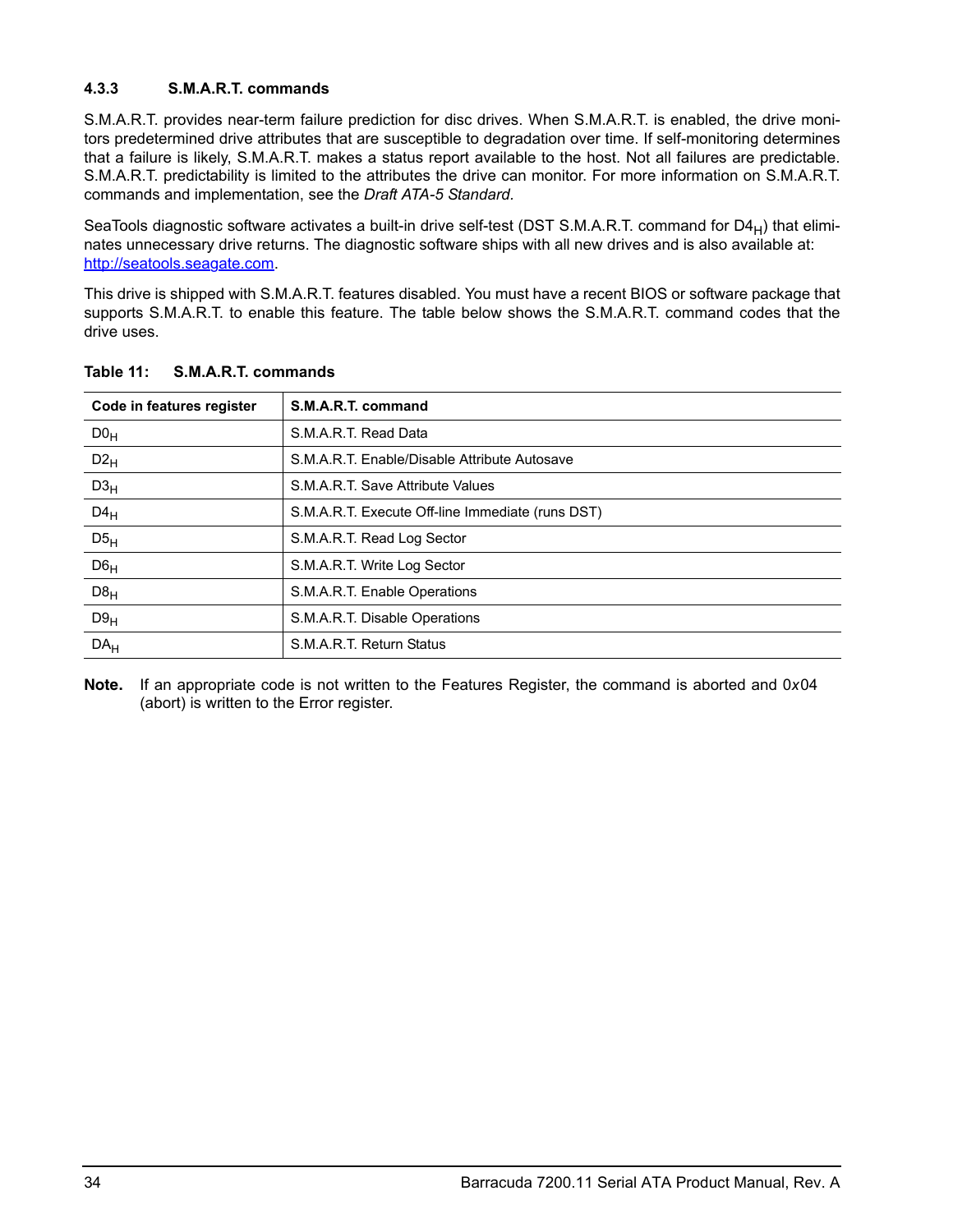### 4.3.3 S.M.A.R.T. commands

S.M.A.R.T. provides near-term failure prediction for disc drives. When S.M.A.R.T. is enabled, the drive monitors predetermined drive attributes that are susceptible to degradation over time. If self-monitoring determines that a failure is likely, S.M.A.R.T. makes a status report available to the host. Not all failures are predictable. S.M.A.R.T. predictability is limited to the attributes the drive can monitor. For more information on S.M.A.R.T. commands and implementation, see the *Draft ATA-5 Standard.*

SeaTools diagnostic software activates a built-in drive self-test (DST S.M.A.R.T. command for $D4_H$) that eliminates unnecessary drive returns. The diagnostic software ships with all new drives and is also available at: http://seatools.seagate.com.

This drive is shipped with S.M.A.R.T. features disabled. You must have a recent BIOS or software package that supports S.M.A.R.T. to enable this feature. The table below shows the S.M.A.R.T. command codes that the drive uses.

**Table 11: S.M.A.R.T. commands**

| Code in features register | S.M.A.R.T. command |
|---|---|
| $D0_H$ | S.M.A.R.T. Read Data |
| $D2_H$ | S.M.A.R.T. Enable/Disable Attribute Autosave |
| $D3_H$ | S.M.A.R.T. Save Attribute Values |
| $D4_H$ | S.M.A.R.T. Execute Off-line Immediate (runs DST) |
| $D5_H$ | S.M.A.R.T. Read Log Sector |
| $D6_H$ | S.M.A.R.T. Write Log Sector |
| $D8_H$ | S.M.A.R.T. Enable Operations |
| $D9_H$ | S.M.A.R.T. Disable Operations |
| $DA_H$ | S.M.A.R.T. Return Status |

**Note.** If an appropriate code is not written to the Features Register, the command is aborted and 0*x*04 (abort) is written to the Error register.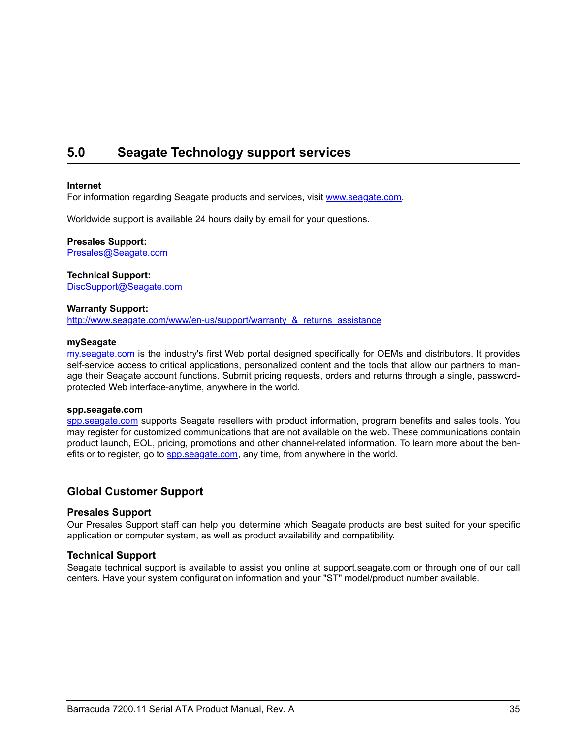# 5.0 Seagate Technology support services

**Internet**
For information regarding Seagate products and services, visit www.seagate.com.

Worldwide support is available 24 hours daily by email for your questions.

**Presales Support:**
Presales@Seagate.com

**Technical Support:**
DiscSupport@Seagate.com

**Warranty Support:**
http://www.seagate.com/www/en-us/support/warranty_&_returns_assistance

**mySeagate**
my.seagate.com is the industry's first Web portal designed specifically for OEMs and distributors. It provides self-service access to critical applications, personalized content and the tools that allow our partners to manage their Seagate account functions. Submit pricing requests, orders and returns through a single, password-protected Web interface-anytime, anywhere in the world.

**spp.seagate.com**
spp.seagate.com supports Seagate resellers with product information, program benefits and sales tools. You may register for customized communications that are not available on the web. These communications contain product launch, EOL, pricing, promotions and other channel-related information. To learn more about the benefits or to register, go to spp.seagate.com, any time, from anywhere in the world.

## Global Customer Support

### Presales Support

Our Presales Support staff can help you determine which Seagate products are best suited for your specific application or computer system, as well as product availability and compatibility.

### Technical Support

Seagate technical support is available to assist you online at support.seagate.com or through one of our call centers. Have your system configuration information and your "ST" model/product number available.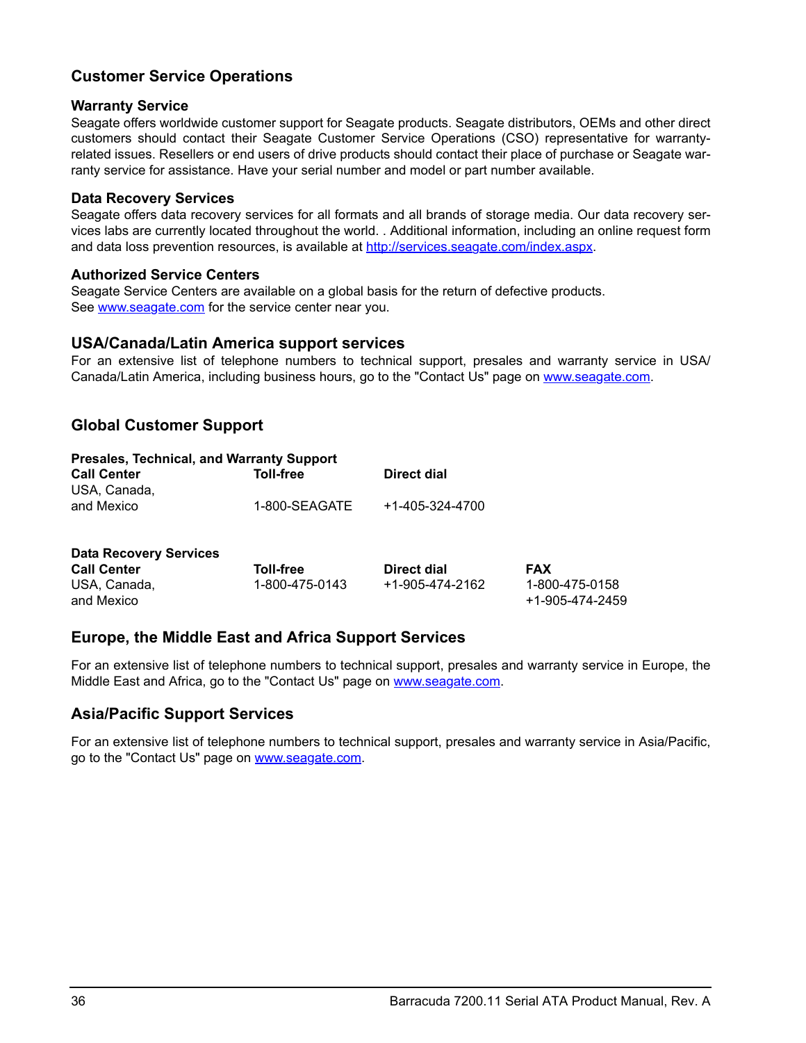## Customer Service Operations

### Warranty Service

Seagate offers worldwide customer support for Seagate products. Seagate distributors, OEMs and other direct customers should contact their Seagate Customer Service Operations (CSO) representative for warranty-related issues. Resellers or end users of drive products should contact their place of purchase or Seagate warranty service for assistance. Have your serial number and model or part number available.

### Data Recovery Services

Seagate offers data recovery services for all formats and all brands of storage media. Our data recovery services labs are currently located throughout the world. . Additional information, including an online request form and data loss prevention resources, is available at http://services.seagate.com/index.aspx.

### Authorized Service Centers

Seagate Service Centers are available on a global basis for the return of defective products.
See www.seagate.com for the service center near you.

## USA/Canada/Latin America support services

For an extensive list of telephone numbers to technical support, presales and warranty service in USA/ Canada/Latin America, including business hours, go to the "Contact Us" page on www.seagate.com.

## Global Customer Support

**Presales, Technical, and Warranty Support**

| Call Center | Toll-free | Direct dial |
|---|---|---|
| USA, Canada, and Mexico | 1-800-SEAGATE | +1-405-324-4700 |

**Data Recovery Services**

| Call Center | Toll-free | Direct dial | FAX |
|---|---|---|---|
| USA, Canada, and Mexico | 1-800-475-0143 | +1-905-474-2162 | 1-800-475-0158<br>+1-905-474-2459 |

## Europe, the Middle East and Africa Support Services

For an extensive list of telephone numbers to technical support, presales and warranty service in Europe, the Middle East and Africa, go to the "Contact Us" page on www.seagate.com.

## Asia/Pacific Support Services

For an extensive list of telephone numbers to technical support, presales and warranty service in Asia/Pacific, go to the "Contact Us" page on www.seagate.com.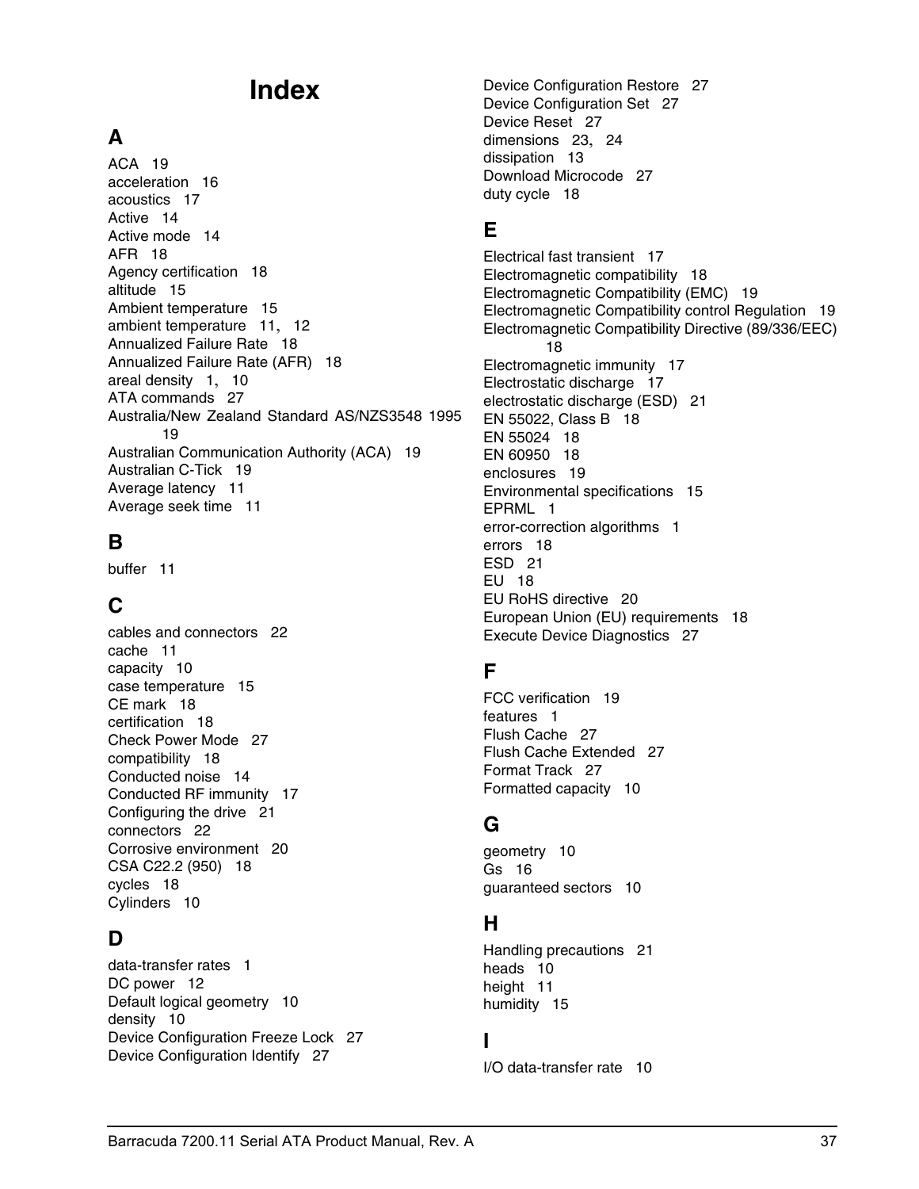# Index

## A

ACA 19
acceleration 16
acoustics 17
Active 14
Active mode 14
AFR 18
Agency certification 18
altitude 15
Ambient temperature 15
ambient temperature 11, 12
Annualized Failure Rate 18
Annualized Failure Rate (AFR) 18
areal density 1, 10
ATA commands 27
Australia/New Zealand Standard AS/NZS3548 1995 19
Australian Communication Authority (ACA) 19
Australian C-Tick 19
Average latency 11
Average seek time 11

## B

buffer 11

## C

cables and connectors 22
cache 11
capacity 10
case temperature 15
CE mark 18
certification 18
Check Power Mode 27
compatibility 18
Conducted noise 14
Conducted RF immunity 17
Configuring the drive 21
connectors 22
Corrosive environment 20
CSA C22.2 (950) 18
cycles 18
Cylinders 10

## D

data-transfer rates 1
DC power 12
Default logical geometry 10
density 10
Device Configuration Freeze Lock 27
Device Configuration Identify 27
Device Configuration Restore 27
Device Configuration Set 27
Device Reset 27
dimensions 23, 24
dissipation 13
Download Microcode 27
duty cycle 18

## E

Electrical fast transient 17
Electromagnetic compatibility 18
Electromagnetic Compatibility (EMC) 19
Electromagnetic Compatibility control Regulation 19
Electromagnetic Compatibility Directive (89/336/EEC) 18
Electromagnetic immunity 17
Electrostatic discharge 17
electrostatic discharge (ESD) 21
EN 55022, Class B 18
EN 55024 18
EN 60950 18
enclosures 19
Environmental specifications 15
EPRML 1
error-correction algorithms 1
errors 18
ESD 21
EU 18
EU RoHS directive 20
European Union (EU) requirements 18
Execute Device Diagnostics 27

## F

FCC verification 19
features 1
Flush Cache 27
Flush Cache Extended 27
Format Track 27
Formatted capacity 10

## G

geometry 10
Gs 16
guaranteed sectors 10

## H

Handling precautions 21
heads 10
height 11
humidity 15

## I

I/O data-transfer rate 10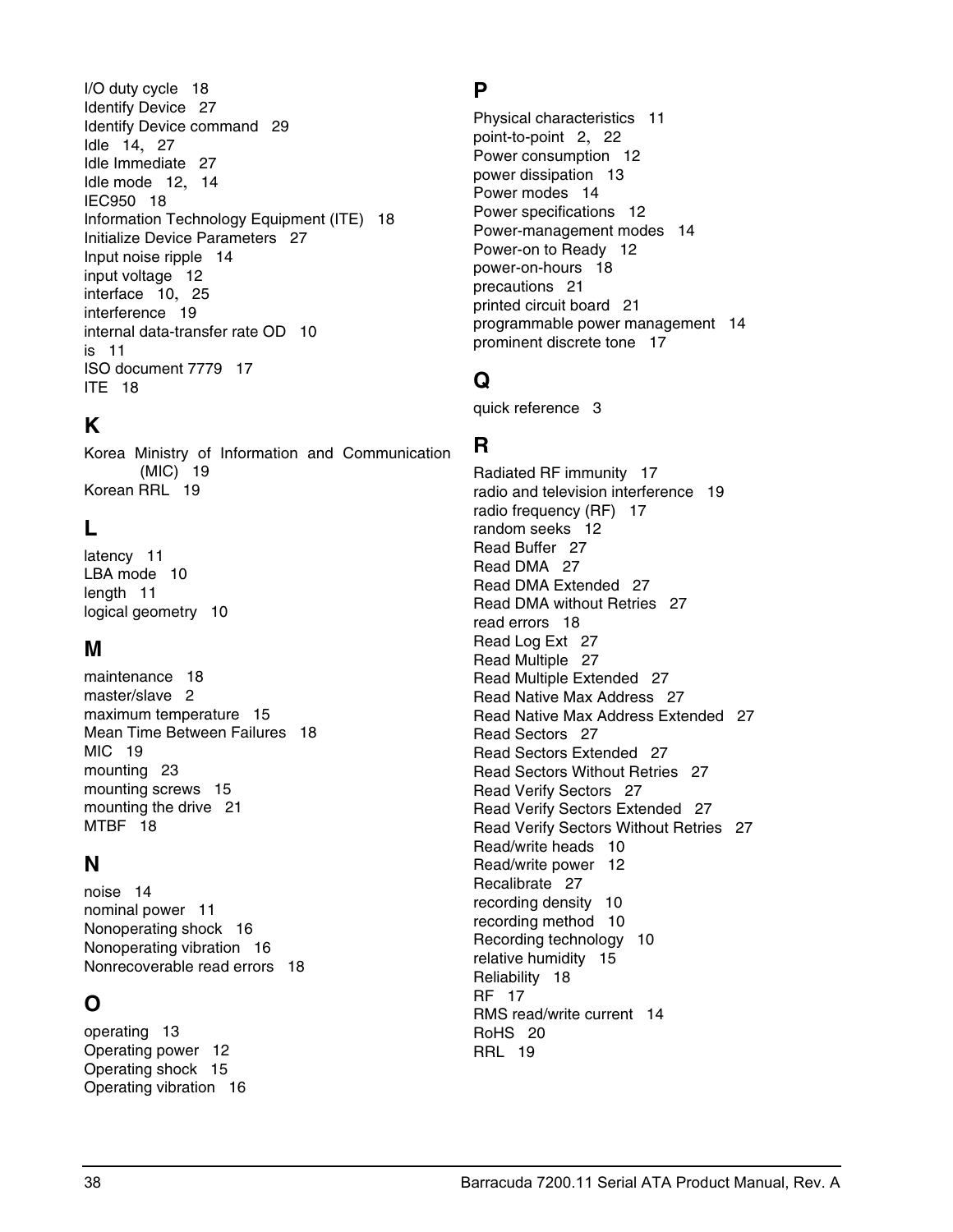I/O duty cycle 18
Identify Device 27
Identify Device command 29
Idle 14, 27
Idle Immediate 27
Idle mode 12, 14
IEC950 18
Information Technology Equipment (ITE) 18
Initialize Device Parameters 27
Input noise ripple 14
input voltage 12
interface 10, 25
interference 19
internal data-transfer rate OD 10
is 11
ISO document 7779 17
ITE 18

## K

Korea Ministry of Information and Communication (MIC) 19
Korean RRL 19

## L

latency 11
LBA mode 10
length 11
logical geometry 10

## M

maintenance 18
master/slave 2
maximum temperature 15
Mean Time Between Failures 18
MIC 19
mounting 23
mounting screws 15
mounting the drive 21
MTBF 18

## N

noise 14
nominal power 11
Nonoperating shock 16
Nonoperating vibration 16
Nonrecoverable read errors 18

## O

operating 13
Operating power 12
Operating shock 15
Operating vibration 16

## P

Physical characteristics 11
point-to-point 2, 22
Power consumption 12
power dissipation 13
Power modes 14
Power specifications 12
Power-management modes 14
Power-on to Ready 12
power-on-hours 18
precautions 21
printed circuit board 21
programmable power management 14
prominent discrete tone 17

## Q

quick reference 3

## R

Radiated RF immunity 17
radio and television interference 19
radio frequency (RF) 17
random seeks 12
Read Buffer 27
Read DMA 27
Read DMA Extended 27
Read DMA without Retries 27
read errors 18
Read Log Ext 27
Read Multiple 27
Read Multiple Extended 27
Read Native Max Address 27
Read Native Max Address Extended 27
Read Sectors 27
Read Sectors Extended 27
Read Sectors Without Retries 27
Read Verify Sectors 27
Read Verify Sectors Extended 27
Read Verify Sectors Without Retries 27
Read/write heads 10
Read/write power 12
Recalibrate 27
recording density 10
recording method 10
Recording technology 10
relative humidity 15
Reliability 18
RF 17
RMS read/write current 14
RoHS 20
RRL 19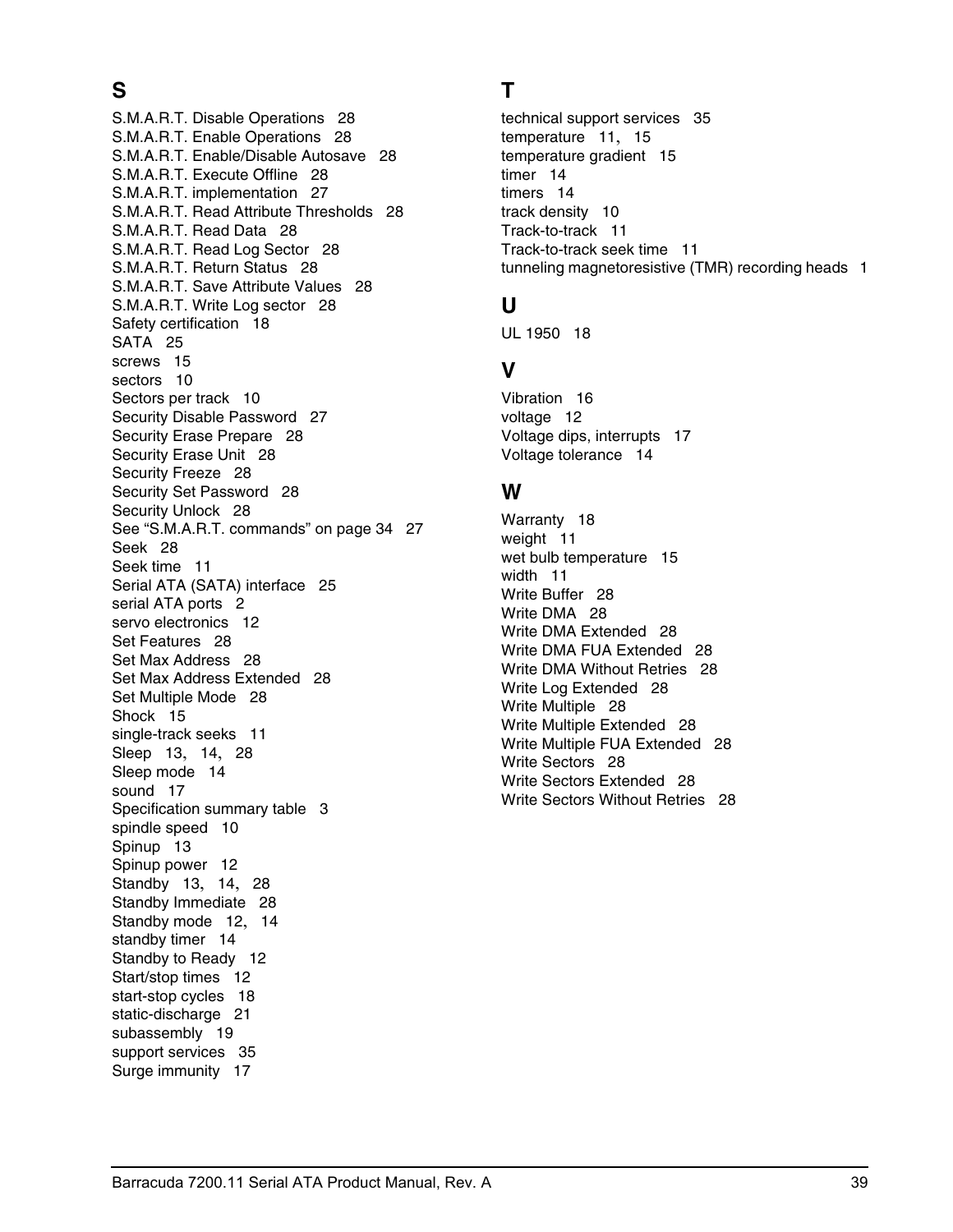## S

S.M.A.R.T. Disable Operations 28
S.M.A.R.T. Enable Operations 28
S.M.A.R.T. Enable/Disable Autosave 28
S.M.A.R.T. Execute Offline 28
S.M.A.R.T. implementation 27
S.M.A.R.T. Read Attribute Thresholds 28
S.M.A.R.T. Read Data 28
S.M.A.R.T. Read Log Sector 28
S.M.A.R.T. Return Status 28
S.M.A.R.T. Save Attribute Values 28
S.M.A.R.T. Write Log sector 28
Safety certification 18
SATA 25
screws 15
sectors 10
Sectors per track 10
Security Disable Password 27
Security Erase Prepare 28
Security Erase Unit 28
Security Freeze 28
Security Set Password 28
Security Unlock 28
See “S.M.A.R.T. commands” on page 34 27
Seek 28
Seek time 11
Serial ATA (SATA) interface 25
serial ATA ports 2
servo electronics 12
Set Features 28
Set Max Address 28
Set Max Address Extended 28
Set Multiple Mode 28
Shock 15
single-track seeks 11
Sleep 13, 14, 28
Sleep mode 14
sound 17
Specification summary table 3
spindle speed 10
Spinup 13
Spinup power 12
Standby 13, 14, 28
Standby Immediate 28
Standby mode 12, 14
standby timer 14
Standby to Ready 12
Start/stop times 12
start-stop cycles 18
static-discharge 21
subassembly 19
support services 35
Surge immunity 17

## T

technical support services 35
temperature 11, 15
temperature gradient 15
timer 14
timers 14
track density 10
Track-to-track 11
Track-to-track seek time 11
tunneling magnetoresistive (TMR) recording heads 1

## U

UL 1950 18

## V

Vibration 16
voltage 12
Voltage dips, interrupts 17
Voltage tolerance 14

## W

Warranty 18
weight 11
wet bulb temperature 15
width 11
Write Buffer 28
Write DMA 28
Write DMA Extended 28
Write DMA FUA Extended 28
Write DMA Without Retries 28
Write Log Extended 28
Write Multiple 28
Write Multiple Extended 28
Write Multiple FUA Extended 28
Write Sectors 28
Write Sectors Extended 28
Write Sectors Without Retries 28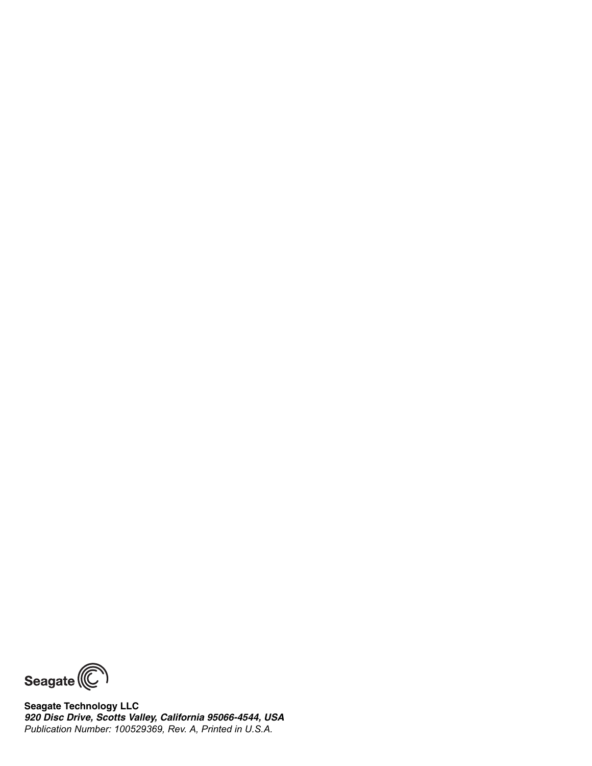Seagate

**Seagate Technology LLC**
***920 Disc Drive, Scotts Valley, California 95066-4544, USA***
*Publication Number: 100529369, Rev. A, Printed in U.S.A.*